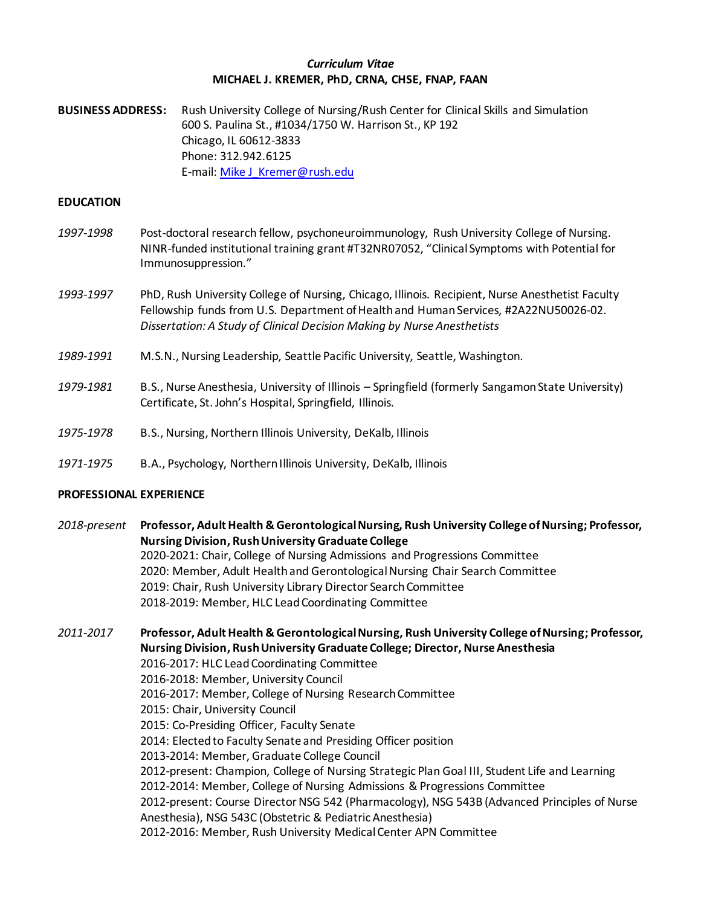# *Curriculum Vitae*
## MICHAEL J. KREMER, PhD, CRNA, CHSE, FNAP, FAAN

**BUSINESS ADDRESS:** Rush University College of Nursing/Rush Center for Clinical Skills and Simulation
600 S. Paulina St., #1034/1750 W. Harrison St., KP 192
Chicago, IL 60612-3833
Phone: 312.942.6125
E-mail: Mike_J_Kremer@rush.edu

## EDUCATION

*1997-1998* Post-doctoral research fellow, psychoneuroimmunology, Rush University College of Nursing. NINR-funded institutional training grant #T32NR07052, "Clinical Symptoms with Potential for Immunosuppression."

*1993-1997* PhD, Rush University College of Nursing, Chicago, Illinois. Recipient, Nurse Anesthetist Faculty Fellowship funds from U.S. Department of Health and Human Services, #2A22NU50026-02. *Dissertation: A Study of Clinical Decision Making by Nurse Anesthetists*

*1989-1991* M.S.N., Nursing Leadership, Seattle Pacific University, Seattle, Washington.

*1979-1981* B.S., Nurse Anesthesia, University of Illinois – Springfield (formerly Sangamon State University) Certificate, St. John's Hospital, Springfield, Illinois.

*1975-1978* B.S., Nursing, Northern Illinois University, DeKalb, Illinois

*1971-1975* B.A., Psychology, Northern Illinois University, DeKalb, Illinois

## PROFESSIONAL EXPERIENCE

*2018-present* **Professor, Adult Health & Gerontological Nursing, Rush University College of Nursing; Professor, Nursing Division, Rush University Graduate College**
2020-2021: Chair, College of Nursing Admissions and Progressions Committee
2020: Member, Adult Health and Gerontological Nursing Chair Search Committee
2019: Chair, Rush University Library Director Search Committee
2018-2019: Member, HLC Lead Coordinating Committee

*2011-2017* **Professor, Adult Health & Gerontological Nursing, Rush University College of Nursing; Professor, Nursing Division, Rush University Graduate College; Director, Nurse Anesthesia**
2016-2017: HLC Lead Coordinating Committee
2016-2018: Member, University Council
2016-2017: Member, College of Nursing Research Committee
2015: Chair, University Council
2015: Co-Presiding Officer, Faculty Senate
2014: Elected to Faculty Senate and Presiding Officer position
2013-2014: Member, Graduate College Council
2012-present: Champion, College of Nursing Strategic Plan Goal III, Student Life and Learning
2012-2014: Member, College of Nursing Admissions & Progressions Committee
2012-present: Course Director NSG 542 (Pharmacology), NSG 543B (Advanced Principles of Nurse Anesthesia), NSG 543C (Obstetric & Pediatric Anesthesia)
2012-2016: Member, Rush University Medical Center APN Committee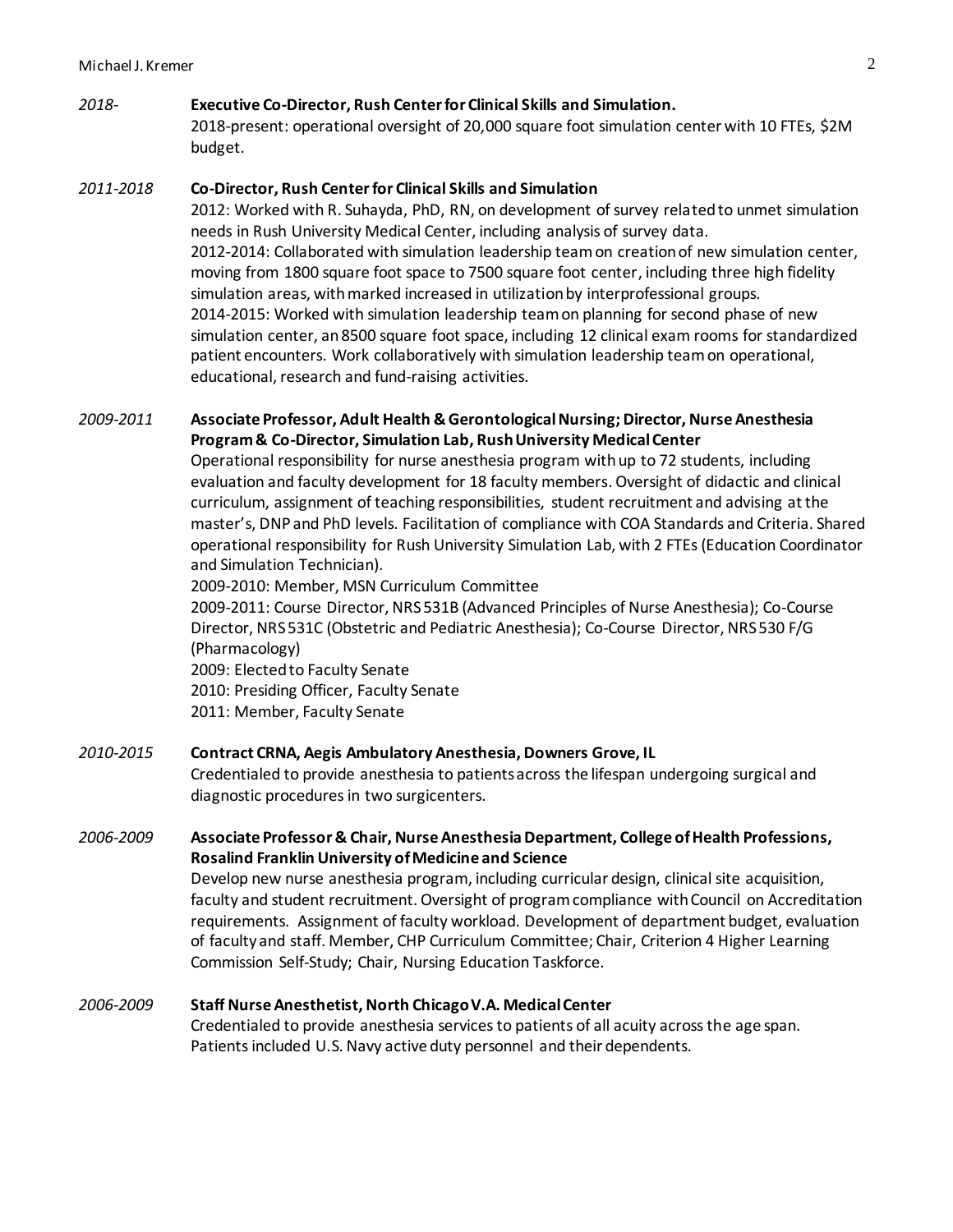*2018-* **Executive Co-Director, Rush Center for Clinical Skills and Simulation.**
2018-present: operational oversight of 20,000 square foot simulation center with 10 FTEs, $2M budget.

*2011-2018* **Co-Director, Rush Center for Clinical Skills and Simulation**
2012: Worked with R. Suhayda, PhD, RN, on development of survey related to unmet simulation needs in Rush University Medical Center, including analysis of survey data.
2012-2014: Collaborated with simulation leadership team on creation of new simulation center, moving from 1800 square foot space to 7500 square foot center, including three high fidelity simulation areas, with marked increased in utilization by interprofessional groups.
2014-2015: Worked with simulation leadership team on planning for second phase of new simulation center, an 8500 square foot space, including 12 clinical exam rooms for standardized patient encounters. Work collaboratively with simulation leadership team on operational, educational, research and fund-raising activities.

*2009-2011* **Associate Professor, Adult Health & Gerontological Nursing; Director, Nurse Anesthesia Program & Co-Director, Simulation Lab, Rush University Medical Center**
Operational responsibility for nurse anesthesia program with up to 72 students, including evaluation and faculty development for 18 faculty members. Oversight of didactic and clinical curriculum, assignment of teaching responsibilities, student recruitment and advising at the master's, DNP and PhD levels. Facilitation of compliance with COA Standards and Criteria. Shared operational responsibility for Rush University Simulation Lab, with 2 FTEs (Education Coordinator and Simulation Technician).
2009-2010: Member, MSN Curriculum Committee
2009-2011: Course Director, NRS 531B (Advanced Principles of Nurse Anesthesia); Co-Course Director, NRS 531C (Obstetric and Pediatric Anesthesia); Co-Course Director, NRS 530 F/G (Pharmacology)
2009: Elected to Faculty Senate
2010: Presiding Officer, Faculty Senate
2011: Member, Faculty Senate

*2010-2015* **Contract CRNA, Aegis Ambulatory Anesthesia, Downers Grove, IL**
Credentialed to provide anesthesia to patients across the lifespan undergoing surgical and diagnostic procedures in two surgicenters.

*2006-2009* **Associate Professor & Chair, Nurse Anesthesia Department, College of Health Professions, Rosalind Franklin University of Medicine and Science**
Develop new nurse anesthesia program, including curricular design, clinical site acquisition, faculty and student recruitment. Oversight of program compliance with Council on Accreditation requirements. Assignment of faculty workload. Development of department budget, evaluation of faculty and staff. Member, CHP Curriculum Committee; Chair, Criterion 4 Higher Learning Commission Self-Study; Chair, Nursing Education Taskforce.

*2006-2009* **Staff Nurse Anesthetist, North Chicago V.A. Medical Center**
Credentialed to provide anesthesia services to patients of all acuity across the age span. Patients included U.S. Navy active duty personnel and their dependents.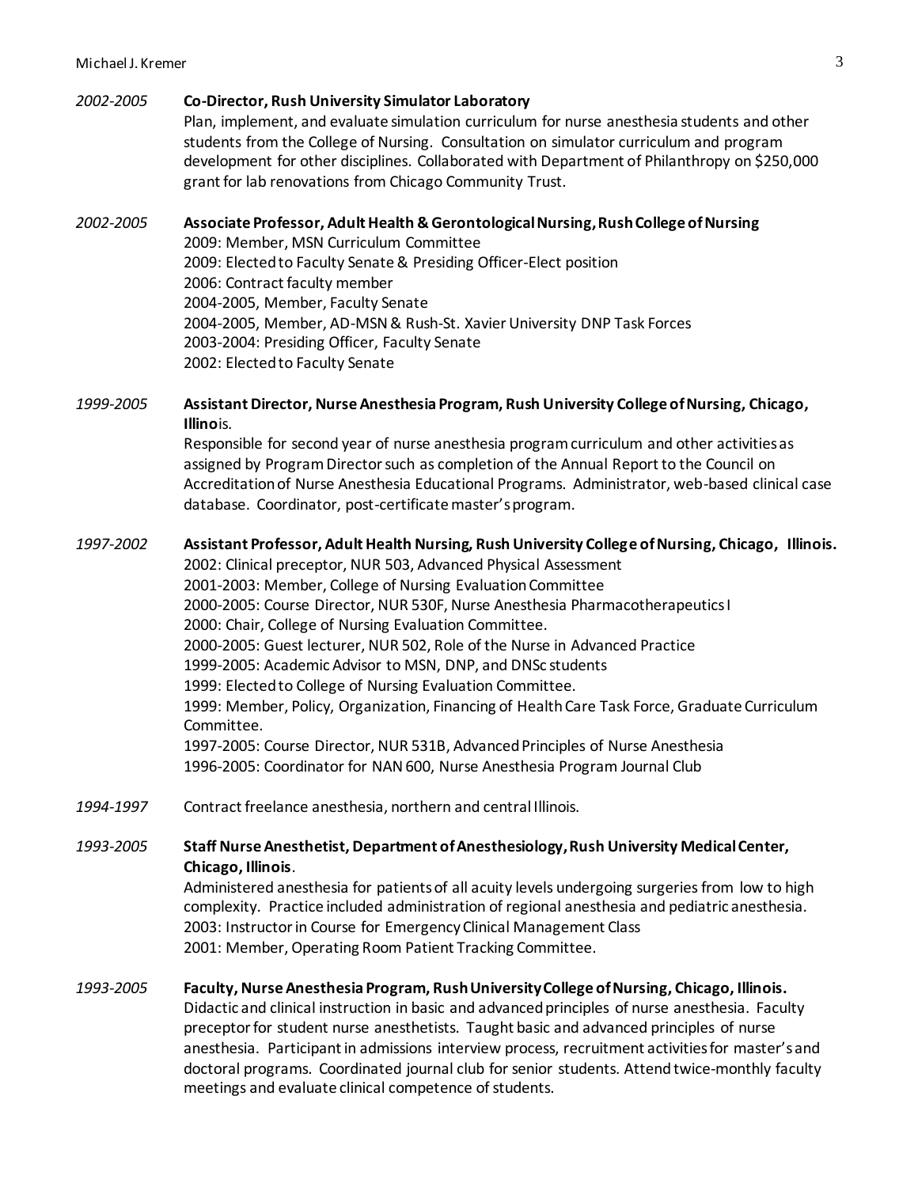*2002-2005* **Co-Director, Rush University Simulator Laboratory**
Plan, implement, and evaluate simulation curriculum for nurse anesthesia students and other students from the College of Nursing. Consultation on simulator curriculum and program development for other disciplines. Collaborated with Department of Philanthropy on $250,000 grant for lab renovations from Chicago Community Trust.

*2002-2005* **Associate Professor, Adult Health & Gerontological Nursing, Rush College of Nursing**
2009: Member, MSN Curriculum Committee
2009: Elected to Faculty Senate & Presiding Officer-Elect position
2006: Contract faculty member
2004-2005, Member, Faculty Senate
2004-2005, Member, AD-MSN & Rush-St. Xavier University DNP Task Forces
2003-2004: Presiding Officer, Faculty Senate
2002: Elected to Faculty Senate

*1999-2005* **Assistant Director, Nurse Anesthesia Program, Rush University College of Nursing, Chicago, Illino**is.
Responsible for second year of nurse anesthesia program curriculum and other activities as assigned by Program Director such as completion of the Annual Report to the Council on Accreditation of Nurse Anesthesia Educational Programs. Administrator, web-based clinical case database. Coordinator, post-certificate master's program.

*1997-2002* **Assistant Professor, Adult Health Nursing, Rush University College of Nursing, Chicago, Illinois.**
2002: Clinical preceptor, NUR 503, Advanced Physical Assessment
2001-2003: Member, College of Nursing Evaluation Committee
2000-2005: Course Director, NUR 530F, Nurse Anesthesia Pharmacotherapeutics I
2000: Chair, College of Nursing Evaluation Committee.
2000-2005: Guest lecturer, NUR 502, Role of the Nurse in Advanced Practice
1999-2005: Academic Advisor to MSN, DNP, and DNSc students
1999: Elected to College of Nursing Evaluation Committee.
1999: Member, Policy, Organization, Financing of Health Care Task Force, Graduate Curriculum Committee.
1997-2005: Course Director, NUR 531B, Advanced Principles of Nurse Anesthesia
1996-2005: Coordinator for NAN 600, Nurse Anesthesia Program Journal Club

*1994-1997* Contract freelance anesthesia, northern and central Illinois.

*1993-2005* **Staff Nurse Anesthetist, Department of Anesthesiology, Rush University Medical Center, Chicago, Illinois**.
Administered anesthesia for patients of all acuity levels undergoing surgeries from low to high complexity. Practice included administration of regional anesthesia and pediatric anesthesia.
2003: Instructor in Course for Emergency Clinical Management Class
2001: Member, Operating Room Patient Tracking Committee.

*1993-2005* **Faculty, Nurse Anesthesia Program, Rush University College of Nursing, Chicago, Illinois.**
Didactic and clinical instruction in basic and advanced principles of nurse anesthesia. Faculty preceptor for student nurse anesthetists. Taught basic and advanced principles of nurse anesthesia. Participant in admissions interview process, recruitment activities for master's and doctoral programs. Coordinated journal club for senior students. Attend twice-monthly faculty meetings and evaluate clinical competence of students.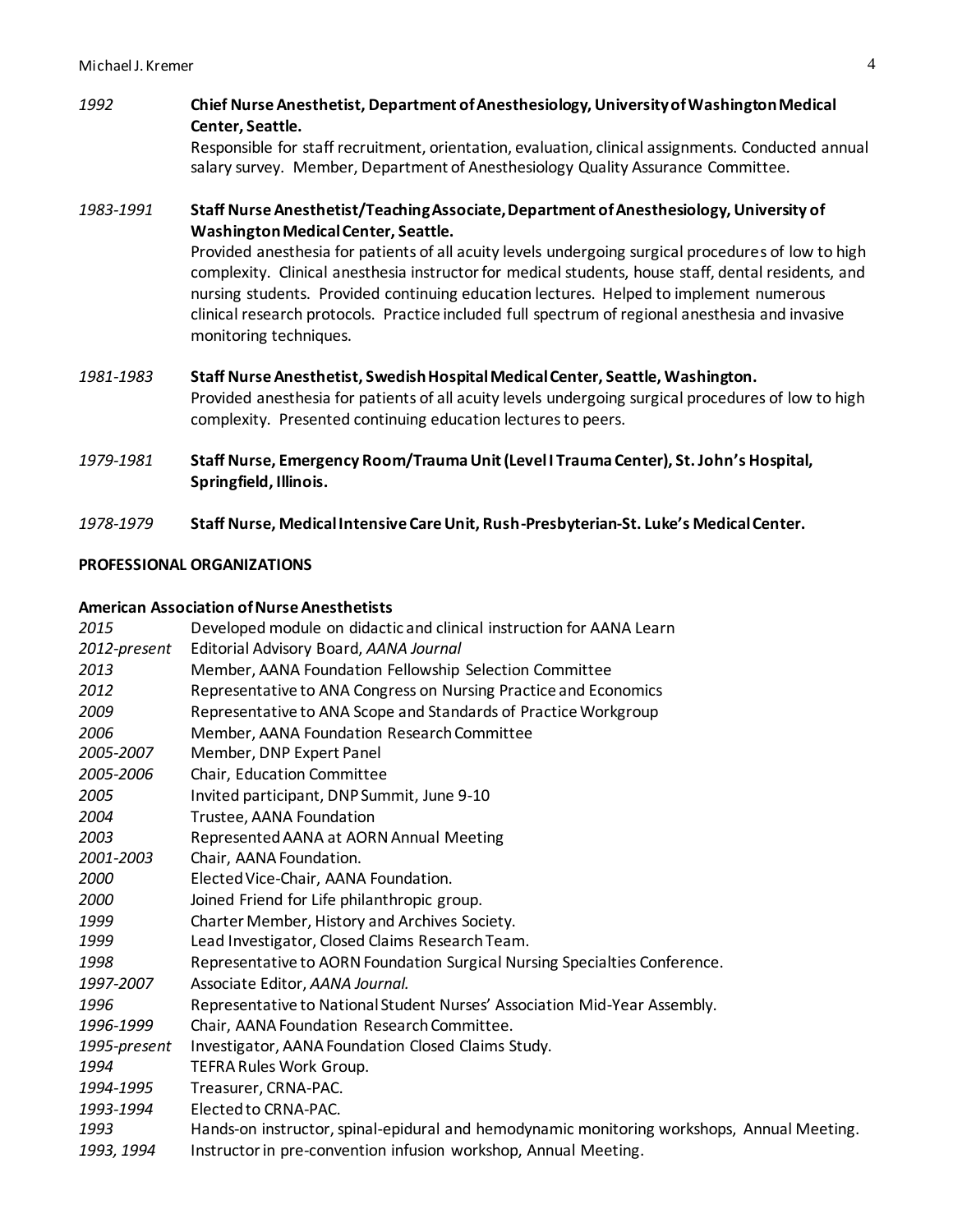*1992* **Chief Nurse Anesthetist, Department of Anesthesiology, University of Washington Medical Center, Seattle.**
Responsible for staff recruitment, orientation, evaluation, clinical assignments. Conducted annual salary survey. Member, Department of Anesthesiology Quality Assurance Committee.

*1983-1991* **Staff Nurse Anesthetist/Teaching Associate, Department of Anesthesiology, University of Washington Medical Center, Seattle.**
Provided anesthesia for patients of all acuity levels undergoing surgical procedures of low to high complexity. Clinical anesthesia instructor for medical students, house staff, dental residents, and nursing students. Provided continuing education lectures. Helped to implement numerous clinical research protocols. Practice included full spectrum of regional anesthesia and invasive monitoring techniques.

*1981-1983* **Staff Nurse Anesthetist, Swedish Hospital Medical Center, Seattle, Washington.**
Provided anesthesia for patients of all acuity levels undergoing surgical procedures of low to high complexity. Presented continuing education lectures to peers.

*1979-1981* **Staff Nurse, Emergency Room/Trauma Unit (Level I Trauma Center), St. John's Hospital, Springfield, Illinois.**

*1978-1979* **Staff Nurse, Medical Intensive Care Unit, Rush-Presbyterian-St. Luke's Medical Center.**

## PROFESSIONAL ORGANIZATIONS

### American Association of Nurse Anesthetists

*2015* Developed module on didactic and clinical instruction for AANA Learn
*2012-present* Editorial Advisory Board, *AANA Journal*
*2013* Member, AANA Foundation Fellowship Selection Committee
*2012* Representative to ANA Congress on Nursing Practice and Economics
*2009* Representative to ANA Scope and Standards of Practice Workgroup
*2006* Member, AANA Foundation Research Committee
*2005-2007* Member, DNP Expert Panel
*2005-2006* Chair, Education Committee
*2005* Invited participant, DNP Summit, June 9-10
*2004* Trustee, AANA Foundation
*2003* Represented AANA at AORN Annual Meeting
*2001-2003* Chair, AANA Foundation.
*2000* Elected Vice-Chair, AANA Foundation.
*2000* Joined Friend for Life philanthropic group.
*1999* Charter Member, History and Archives Society.
*1999* Lead Investigator, Closed Claims Research Team.
*1998* Representative to AORN Foundation Surgical Nursing Specialties Conference.
*1997-2007* Associate Editor, *AANA Journal.*
*1996* Representative to National Student Nurses' Association Mid-Year Assembly.
*1996-1999* Chair, AANA Foundation Research Committee.
*1995-present* Investigator, AANA Foundation Closed Claims Study.
*1994* TEFRA Rules Work Group.
*1994-1995* Treasurer, CRNA-PAC.
*1993-1994* Elected to CRNA-PAC.
*1993* Hands-on instructor, spinal-epidural and hemodynamic monitoring workshops, Annual Meeting.
*1993, 1994* Instructor in pre-convention infusion workshop, Annual Meeting.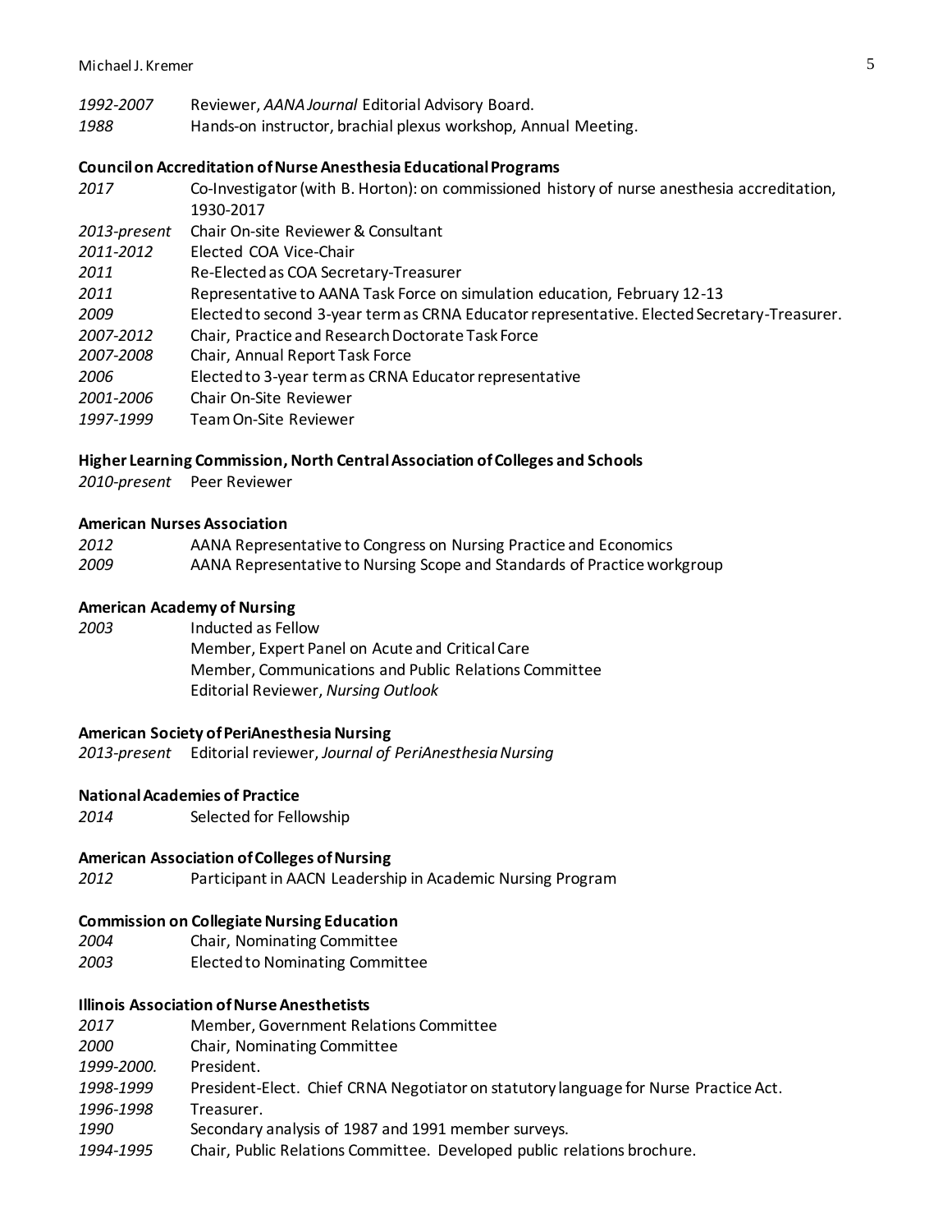*1992-2007* Reviewer, *AANA Journal* Editorial Advisory Board.
*1988* Hands-on instructor, brachial plexus workshop, Annual Meeting.

**Council on Accreditation of Nurse Anesthesia Educational Programs**

*2017* Co-Investigator (with B. Horton): on commissioned history of nurse anesthesia accreditation, 1930-2017
*2013-present* Chair On-site Reviewer & Consultant
*2011-2012* Elected COA Vice-Chair
*2011* Re-Elected as COA Secretary-Treasurer
*2011* Representative to AANA Task Force on simulation education, February 12-13
*2009* Elected to second 3-year term as CRNA Educator representative. Elected Secretary-Treasurer.
*2007-2012* Chair, Practice and Research Doctorate Task Force
*2007-2008* Chair, Annual Report Task Force
*2006* Elected to 3-year term as CRNA Educator representative
*2001-2006* Chair On-Site Reviewer
*1997-1999* Team On-Site Reviewer

**Higher Learning Commission, North Central Association of Colleges and Schools**

*2010-present* Peer Reviewer

**American Nurses Association**

*2012* AANA Representative to Congress on Nursing Practice and Economics
*2009* AANA Representative to Nursing Scope and Standards of Practice workgroup

**American Academy of Nursing**

*2003* Inducted as Fellow
Member, Expert Panel on Acute and Critical Care
Member, Communications and Public Relations Committee
Editorial Reviewer, *Nursing Outlook*

**American Society of PeriAnesthesia Nursing**

*2013-present* Editorial reviewer, *Journal of PeriAnesthesia Nursing*

**National Academies of Practice**

*2014* Selected for Fellowship

**American Association of Colleges of Nursing**

*2012* Participant in AACN Leadership in Academic Nursing Program

**Commission on Collegiate Nursing Education**

*2004* Chair, Nominating Committee
*2003* Elected to Nominating Committee

**Illinois Association of Nurse Anesthetists**

*2017* Member, Government Relations Committee
*2000* Chair, Nominating Committee
*1999-2000.* President.
*1998-1999* President-Elect. Chief CRNA Negotiator on statutory language for Nurse Practice Act.
*1996-1998* Treasurer.
*1990* Secondary analysis of 1987 and 1991 member surveys.
*1994-1995* Chair, Public Relations Committee. Developed public relations brochure.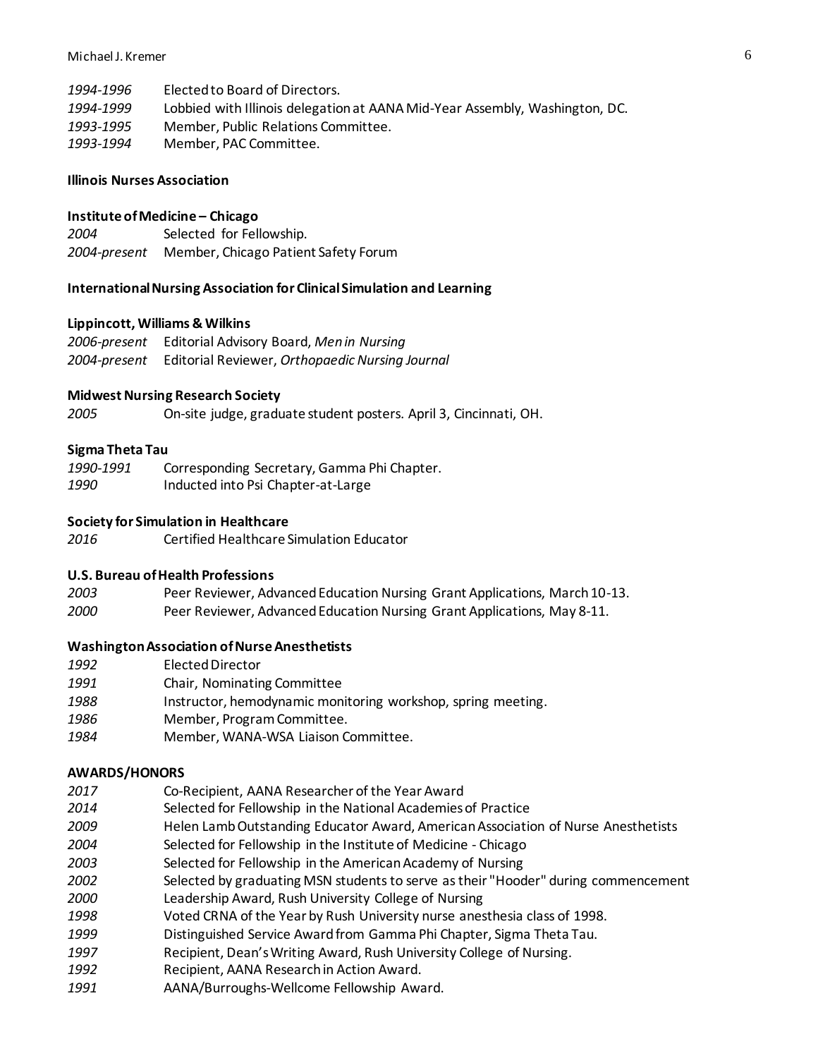*1994-1996* Elected to Board of Directors.
*1994-1999* Lobbied with Illinois delegation at AANA Mid-Year Assembly, Washington, DC.
*1993-1995* Member, Public Relations Committee.
*1993-1994* Member, PAC Committee.

**Illinois Nurses Association**

**Institute of Medicine – Chicago**

*2004* Selected for Fellowship.
*2004-present* Member, Chicago Patient Safety Forum

**International Nursing Association for Clinical Simulation and Learning**

**Lippincott, Williams & Wilkins**

*2006-present* Editorial Advisory Board, *Men in Nursing*
*2004-present* Editorial Reviewer, *Orthopaedic Nursing Journal*

**Midwest Nursing Research Society**

*2005* On-site judge, graduate student posters. April 3, Cincinnati, OH.

**Sigma Theta Tau**

*1990-1991* Corresponding Secretary, Gamma Phi Chapter.
*1990* Inducted into Psi Chapter-at-Large

**Society for Simulation in Healthcare**

*2016* Certified Healthcare Simulation Educator

**U.S. Bureau of Health Professions**

*2003* Peer Reviewer, Advanced Education Nursing Grant Applications, March 10-13.
*2000* Peer Reviewer, Advanced Education Nursing Grant Applications, May 8-11.

**Washington Association of Nurse Anesthetists**

*1992* Elected Director
*1991* Chair, Nominating Committee
*1988* Instructor, hemodynamic monitoring workshop, spring meeting.
*1986* Member, Program Committee.
*1984* Member, WANA-WSA Liaison Committee.

**AWARDS/HONORS**

*2017* Co-Recipient, AANA Researcher of the Year Award
*2014* Selected for Fellowship in the National Academies of Practice
*2009* Helen Lamb Outstanding Educator Award, American Association of Nurse Anesthetists
*2004* Selected for Fellowship in the Institute of Medicine - Chicago
*2003* Selected for Fellowship in the American Academy of Nursing
*2002* Selected by graduating MSN students to serve as their "Hooder" during commencement
*2000* Leadership Award, Rush University College of Nursing
*1998* Voted CRNA of the Year by Rush University nurse anesthesia class of 1998.
*1999* Distinguished Service Award from Gamma Phi Chapter, Sigma Theta Tau.
*1997* Recipient, Dean's Writing Award, Rush University College of Nursing.
*1992* Recipient, AANA Research in Action Award.
*1991* AANA/Burroughs-Wellcome Fellowship Award.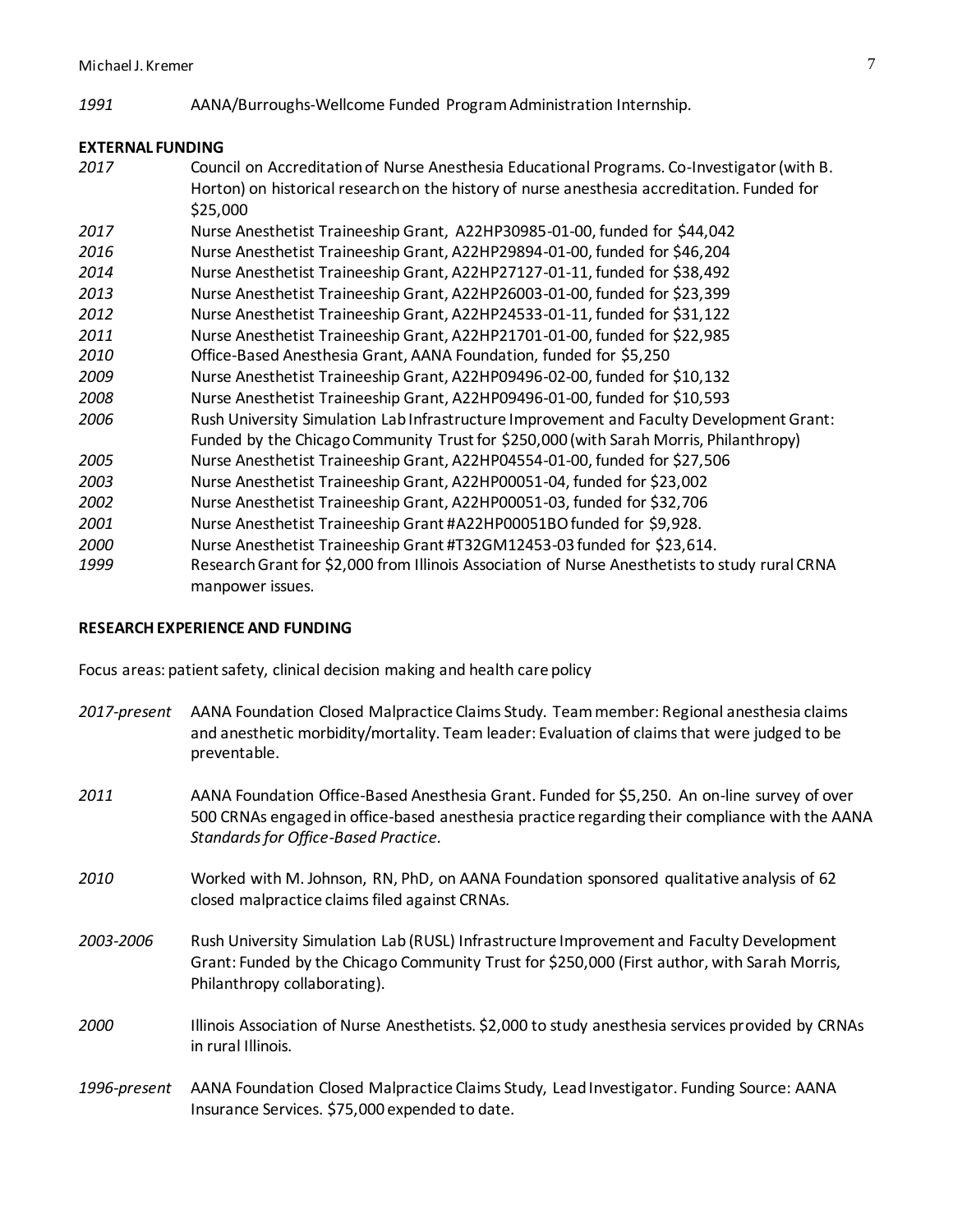*1991* AANA/Burroughs-Wellcome Funded Program Administration Internship.

**EXTERNAL FUNDING**

*2017* Council on Accreditation of Nurse Anesthesia Educational Programs. Co-Investigator (with B. Horton) on historical research on the history of nurse anesthesia accreditation. Funded for $25,000

*2017* Nurse Anesthetist Traineeship Grant, A22HP30985-01-00, funded for $44,042

*2016* Nurse Anesthetist Traineeship Grant, A22HP29894-01-00, funded for $46,204

*2014* Nurse Anesthetist Traineeship Grant, A22HP27127-01-11, funded for $38,492

*2013* Nurse Anesthetist Traineeship Grant, A22HP26003-01-00, funded for $23,399

*2012* Nurse Anesthetist Traineeship Grant, A22HP24533-01-11, funded for $31,122

*2011* Nurse Anesthetist Traineeship Grant, A22HP21701-01-00, funded for $22,985

*2010* Office-Based Anesthesia Grant, AANA Foundation, funded for $5,250

*2009* Nurse Anesthetist Traineeship Grant, A22HP09496-02-00, funded for $10,132

*2008* Nurse Anesthetist Traineeship Grant, A22HP09496-01-00, funded for $10,593

*2006* Rush University Simulation Lab Infrastructure Improvement and Faculty Development Grant: Funded by the Chicago Community Trust for $250,000 (with Sarah Morris, Philanthropy)

*2005* Nurse Anesthetist Traineeship Grant, A22HP04554-01-00, funded for $27,506

*2003* Nurse Anesthetist Traineeship Grant, A22HP00051-04, funded for $23,002

*2002* Nurse Anesthetist Traineeship Grant, A22HP00051-03, funded for $32,706

*2001* Nurse Anesthetist Traineeship Grant #A22HP00051BO funded for $9,928.

*2000* Nurse Anesthetist Traineeship Grant #T32GM12453-03 funded for $23,614.

*1999* Research Grant for $2,000 from Illinois Association of Nurse Anesthetists to study rural CRNA manpower issues.

**RESEARCH EXPERIENCE AND FUNDING**

Focus areas: patient safety, clinical decision making and health care policy

*2017-present* AANA Foundation Closed Malpractice Claims Study. Team member: Regional anesthesia claims and anesthetic morbidity/mortality. Team leader: Evaluation of claims that were judged to be preventable.

*2011* AANA Foundation Office-Based Anesthesia Grant. Funded for $5,250. An on-line survey of over 500 CRNAs engaged in office-based anesthesia practice regarding their compliance with the AANA *Standards for Office-Based Practice.*

*2010* Worked with M. Johnson, RN, PhD, on AANA Foundation sponsored qualitative analysis of 62 closed malpractice claims filed against CRNAs.

*2003-2006* Rush University Simulation Lab (RUSL) Infrastructure Improvement and Faculty Development Grant: Funded by the Chicago Community Trust for $250,000 (First author, with Sarah Morris, Philanthropy collaborating).

*2000* Illinois Association of Nurse Anesthetists. $2,000 to study anesthesia services provided by CRNAs in rural Illinois.

*1996-present* AANA Foundation Closed Malpractice Claims Study, Lead Investigator. Funding Source: AANA Insurance Services. $75,000 expended to date.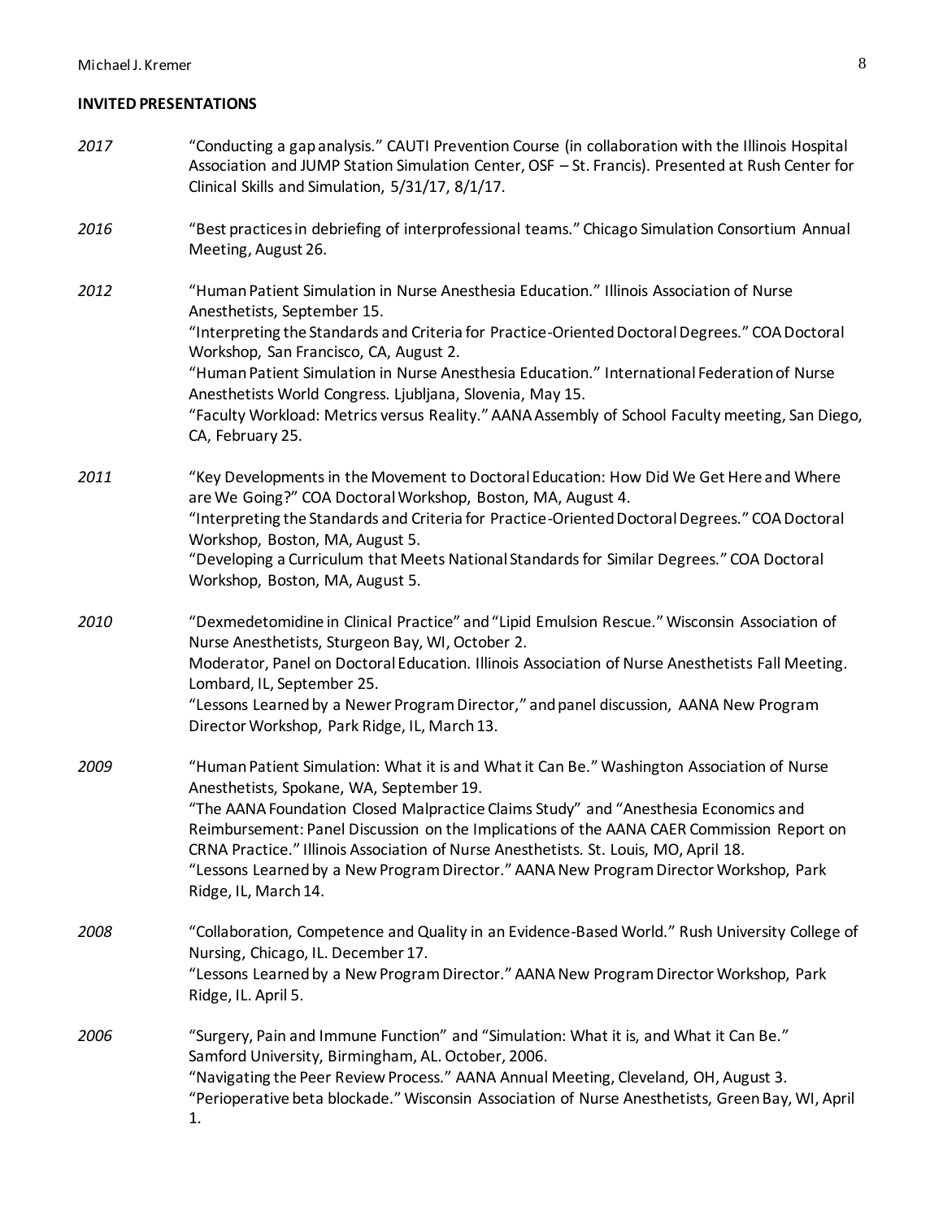**INVITED PRESENTATIONS**

*2017* “Conducting a gap analysis.” CAUTI Prevention Course (in collaboration with the Illinois Hospital Association and JUMP Station Simulation Center, OSF – St. Francis). Presented at Rush Center for Clinical Skills and Simulation, 5/31/17, 8/1/17.

*2016* “Best practices in debriefing of interprofessional teams.” Chicago Simulation Consortium Annual Meeting, August 26.

*2012* “Human Patient Simulation in Nurse Anesthesia Education.” Illinois Association of Nurse Anesthetists, September 15.
“Interpreting the Standards and Criteria for Practice-Oriented Doctoral Degrees.” COA Doctoral Workshop, San Francisco, CA, August 2.
“Human Patient Simulation in Nurse Anesthesia Education.” International Federation of Nurse Anesthetists World Congress. Ljubljana, Slovenia, May 15.
“Faculty Workload: Metrics versus Reality.” AANA Assembly of School Faculty meeting, San Diego, CA, February 25.

*2011* “Key Developments in the Movement to Doctoral Education: How Did We Get Here and Where are We Going?” COA Doctoral Workshop, Boston, MA, August 4.
“Interpreting the Standards and Criteria for Practice-Oriented Doctoral Degrees.” COA Doctoral Workshop, Boston, MA, August 5.
“Developing a Curriculum that Meets National Standards for Similar Degrees.” COA Doctoral Workshop, Boston, MA, August 5.

*2010* “Dexmedetomidine in Clinical Practice” and “Lipid Emulsion Rescue.” Wisconsin Association of Nurse Anesthetists, Sturgeon Bay, WI, October 2.
Moderator, Panel on Doctoral Education. Illinois Association of Nurse Anesthetists Fall Meeting. Lombard, IL, September 25.
“Lessons Learned by a Newer Program Director,” and panel discussion, AANA New Program Director Workshop, Park Ridge, IL, March 13.

*2009* “Human Patient Simulation: What it is and What it Can Be.” Washington Association of Nurse Anesthetists, Spokane, WA, September 19.
“The AANA Foundation Closed Malpractice Claims Study” and “Anesthesia Economics and Reimbursement: Panel Discussion on the Implications of the AANA CAER Commission Report on CRNA Practice.” Illinois Association of Nurse Anesthetists. St. Louis, MO, April 18.
“Lessons Learned by a New Program Director.” AANA New Program Director Workshop, Park Ridge, IL, March 14.

*2008* “Collaboration, Competence and Quality in an Evidence-Based World.” Rush University College of Nursing, Chicago, IL. December 17.
“Lessons Learned by a New Program Director.” AANA New Program Director Workshop, Park Ridge, IL. April 5.

*2006* “Surgery, Pain and Immune Function” and “Simulation: What it is, and What it Can Be.” Samford University, Birmingham, AL. October, 2006.
“Navigating the Peer Review Process.” AANA Annual Meeting, Cleveland, OH, August 3.
“Perioperative beta blockade.” Wisconsin Association of Nurse Anesthetists, Green Bay, WI, April 1.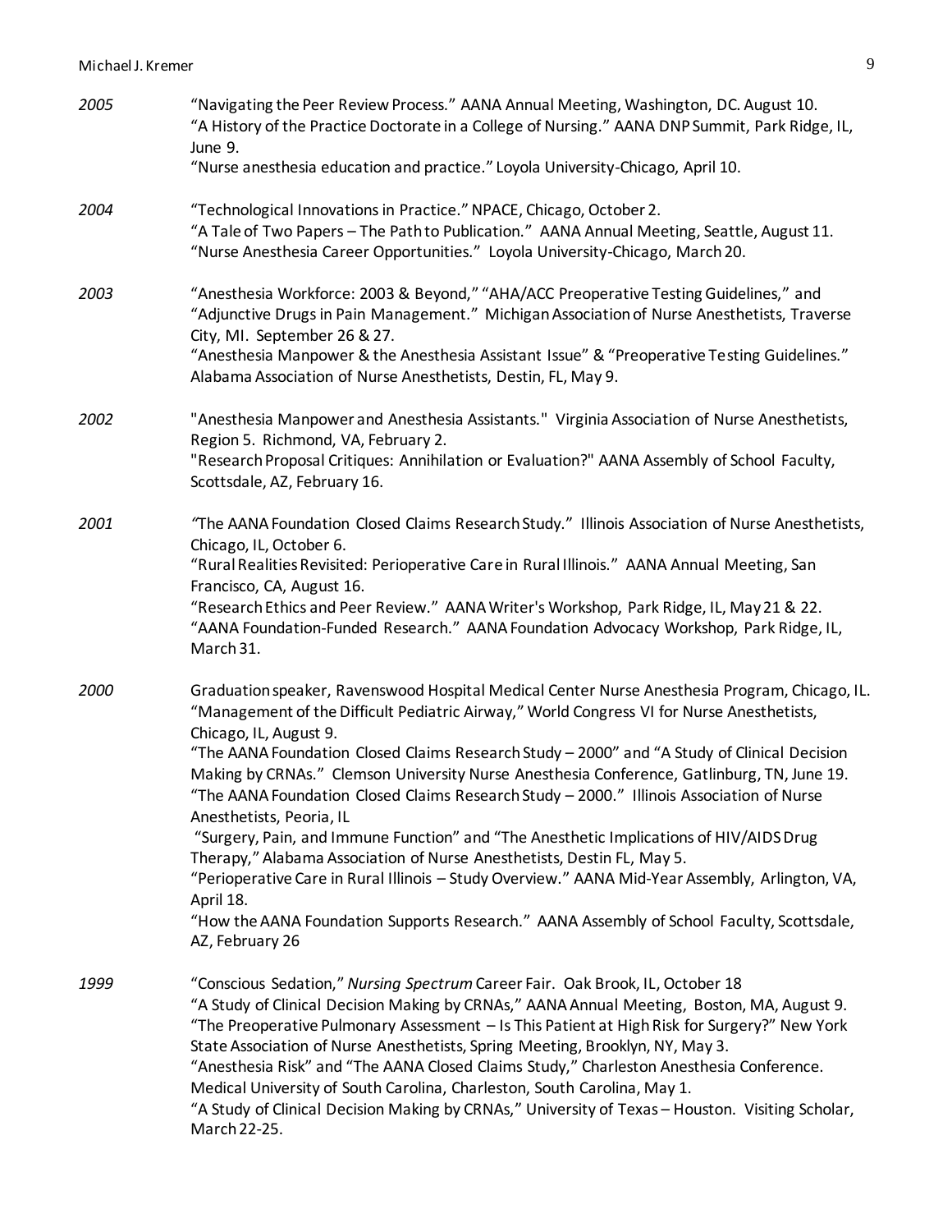*2005*

"Navigating the Peer Review Process." AANA Annual Meeting, Washington, DC. August 10.
"A History of the Practice Doctorate in a College of Nursing." AANA DNP Summit, Park Ridge, IL, June 9.
"Nurse anesthesia education and practice." Loyola University-Chicago, April 10.

*2004*

"Technological Innovations in Practice." NPACE, Chicago, October 2.
"A Tale of Two Papers – The Path to Publication." AANA Annual Meeting, Seattle, August 11.
"Nurse Anesthesia Career Opportunities." Loyola University-Chicago, March 20.

*2003*

"Anesthesia Workforce: 2003 & Beyond," "AHA/ACC Preoperative Testing Guidelines," and "Adjunctive Drugs in Pain Management." Michigan Association of Nurse Anesthetists, Traverse City, MI. September 26 & 27.
"Anesthesia Manpower & the Anesthesia Assistant Issue" & "Preoperative Testing Guidelines." Alabama Association of Nurse Anesthetists, Destin, FL, May 9.

*2002*

"Anesthesia Manpower and Anesthesia Assistants." Virginia Association of Nurse Anesthetists, Region 5. Richmond, VA, February 2.
"Research Proposal Critiques: Annihilation or Evaluation?" AANA Assembly of School Faculty, Scottsdale, AZ, February 16.

*2001*

"The AANA Foundation Closed Claims Research Study." Illinois Association of Nurse Anesthetists, Chicago, IL, October 6.
"Rural Realities Revisited: Perioperative Care in Rural Illinois." AANA Annual Meeting, San Francisco, CA, August 16.
"Research Ethics and Peer Review." AANA Writer's Workshop, Park Ridge, IL, May 21 & 22.
"AANA Foundation-Funded Research." AANA Foundation Advocacy Workshop, Park Ridge, IL, March 31.

*2000*

Graduation speaker, Ravenswood Hospital Medical Center Nurse Anesthesia Program, Chicago, IL.
"Management of the Difficult Pediatric Airway," World Congress VI for Nurse Anesthetists, Chicago, IL, August 9.
"The AANA Foundation Closed Claims Research Study – 2000" and "A Study of Clinical Decision Making by CRNAs." Clemson University Nurse Anesthesia Conference, Gatlinburg, TN, June 19.
"The AANA Foundation Closed Claims Research Study – 2000." Illinois Association of Nurse Anesthetists, Peoria, IL
"Surgery, Pain, and Immune Function" and "The Anesthetic Implications of HIV/AIDS Drug Therapy," Alabama Association of Nurse Anesthetists, Destin FL, May 5.
"Perioperative Care in Rural Illinois – Study Overview." AANA Mid-Year Assembly, Arlington, VA, April 18.
"How the AANA Foundation Supports Research." AANA Assembly of School Faculty, Scottsdale, AZ, February 26

*1999*

"Conscious Sedation," *Nursing Spectrum* Career Fair. Oak Brook, IL, October 18
"A Study of Clinical Decision Making by CRNAs," AANA Annual Meeting, Boston, MA, August 9.
"The Preoperative Pulmonary Assessment – Is This Patient at High Risk for Surgery?" New York State Association of Nurse Anesthetists, Spring Meeting, Brooklyn, NY, May 3.
"Anesthesia Risk" and "The AANA Closed Claims Study," Charleston Anesthesia Conference. Medical University of South Carolina, Charleston, South Carolina, May 1.
"A Study of Clinical Decision Making by CRNAs," University of Texas – Houston. Visiting Scholar, March 22-25.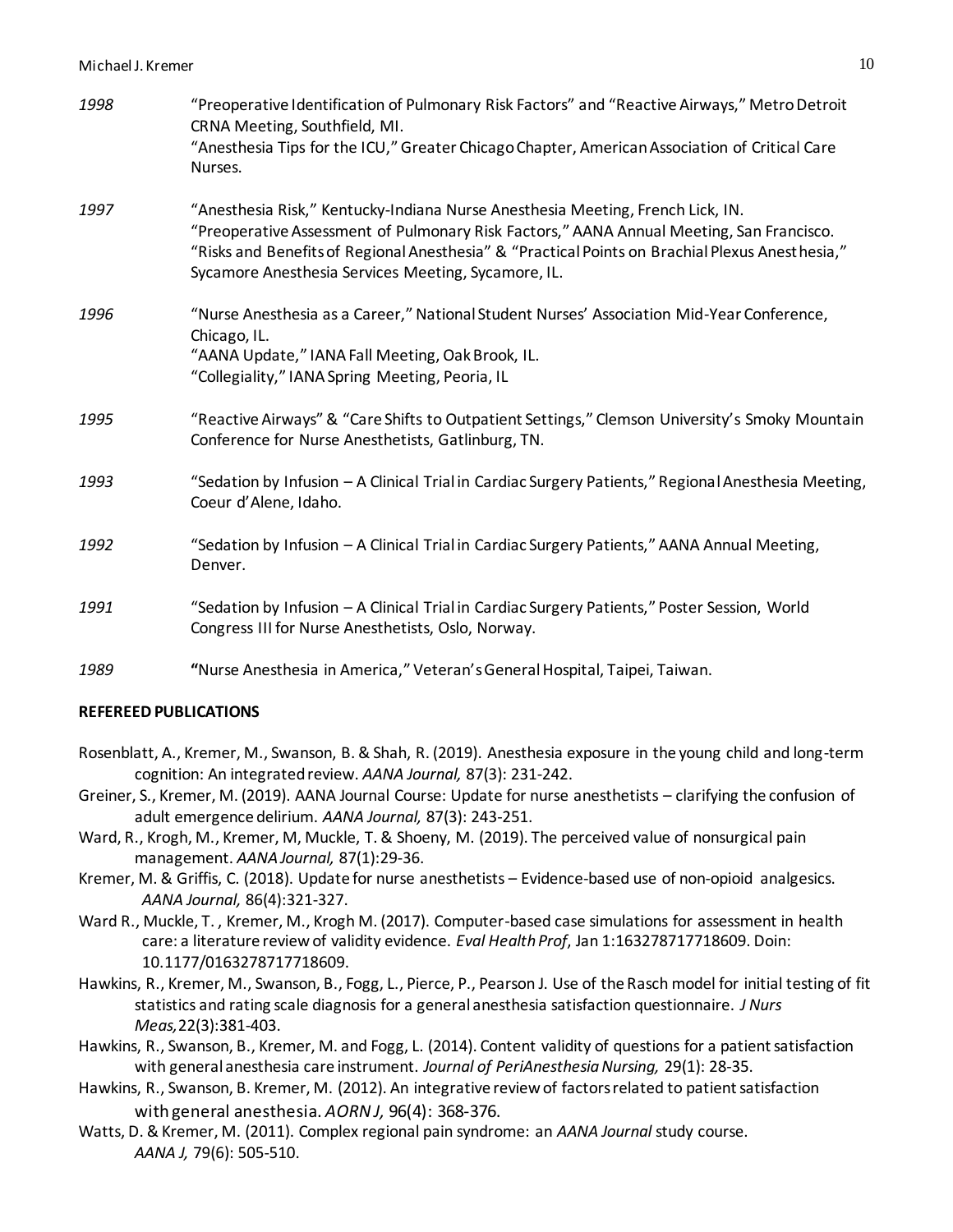*1998* “Preoperative Identification of Pulmonary Risk Factors” and “Reactive Airways,” Metro Detroit CRNA Meeting, Southfield, MI.
“Anesthesia Tips for the ICU,” Greater Chicago Chapter, American Association of Critical Care Nurses.

*1997* “Anesthesia Risk,” Kentucky-Indiana Nurse Anesthesia Meeting, French Lick, IN.
“Preoperative Assessment of Pulmonary Risk Factors,” AANA Annual Meeting, San Francisco.
“Risks and Benefits of Regional Anesthesia” & “Practical Points on Brachial Plexus Anesthesia,” Sycamore Anesthesia Services Meeting, Sycamore, IL.

*1996* “Nurse Anesthesia as a Career,” National Student Nurses’ Association Mid-Year Conference, Chicago, IL.
“AANA Update,” IANA Fall Meeting, Oak Brook, IL.
“Collegiality,” IANA Spring Meeting, Peoria, IL

*1995* “Reactive Airways” & “Care Shifts to Outpatient Settings,” Clemson University’s Smoky Mountain Conference for Nurse Anesthetists, Gatlinburg, TN.

*1993* “Sedation by Infusion – A Clinical Trial in Cardiac Surgery Patients,” Regional Anesthesia Meeting, Coeur d’Alene, Idaho.

*1992* “Sedation by Infusion – A Clinical Trial in Cardiac Surgery Patients,” AANA Annual Meeting, Denver.

*1991* “Sedation by Infusion – A Clinical Trial in Cardiac Surgery Patients,” Poster Session, World Congress III for Nurse Anesthetists, Oslo, Norway.

*1989* **“**Nurse Anesthesia in America,” Veteran’s General Hospital, Taipei, Taiwan.

**REFEREED PUBLICATIONS**

Rosenblatt, A., Kremer, M., Swanson, B. & Shah, R. (2019). Anesthesia exposure in the young child and long-term cognition: An integrated review. *AANA Journal,* 87(3): 231-242.

Greiner, S., Kremer, M. (2019). AANA Journal Course: Update for nurse anesthetists – clarifying the confusion of adult emergence delirium. *AANA Journal,* 87(3): 243-251.

Ward, R., Krogh, M., Kremer, M, Muckle, T. & Shoeny, M. (2019). The perceived value of nonsurgical pain management. *AANA Journal,* 87(1):29-36.

Kremer, M. & Griffis, C. (2018). Update for nurse anesthetists – Evidence-based use of non-opioid analgesics. *AANA Journal,* 86(4):321-327.

Ward R., Muckle, T. , Kremer, M., Krogh M. (2017). Computer-based case simulations for assessment in health care: a literature review of validity evidence. *Eval Health Prof*, Jan 1:163278717718609. Doin: 10.1177/0163278717718609.

Hawkins, R., Kremer, M., Swanson, B., Fogg, L., Pierce, P., Pearson J. Use of the Rasch model for initial testing of fit statistics and rating scale diagnosis for a general anesthesia satisfaction questionnaire. *J Nurs Meas,*22(3):381-403.

Hawkins, R., Swanson, B., Kremer, M. and Fogg, L. (2014). Content validity of questions for a patient satisfaction with general anesthesia care instrument. *Journal of PeriAnesthesia Nursing,* 29(1): 28-35.

Hawkins, R., Swanson, B. Kremer, M. (2012). An integrative review of factors related to patient satisfaction with general anesthesia. *AORN J,* 96(4): 368-376.

Watts, D. & Kremer, M. (2011). Complex regional pain syndrome: an *AANA Journal* study course. *AANA J,* 79(6): 505-510.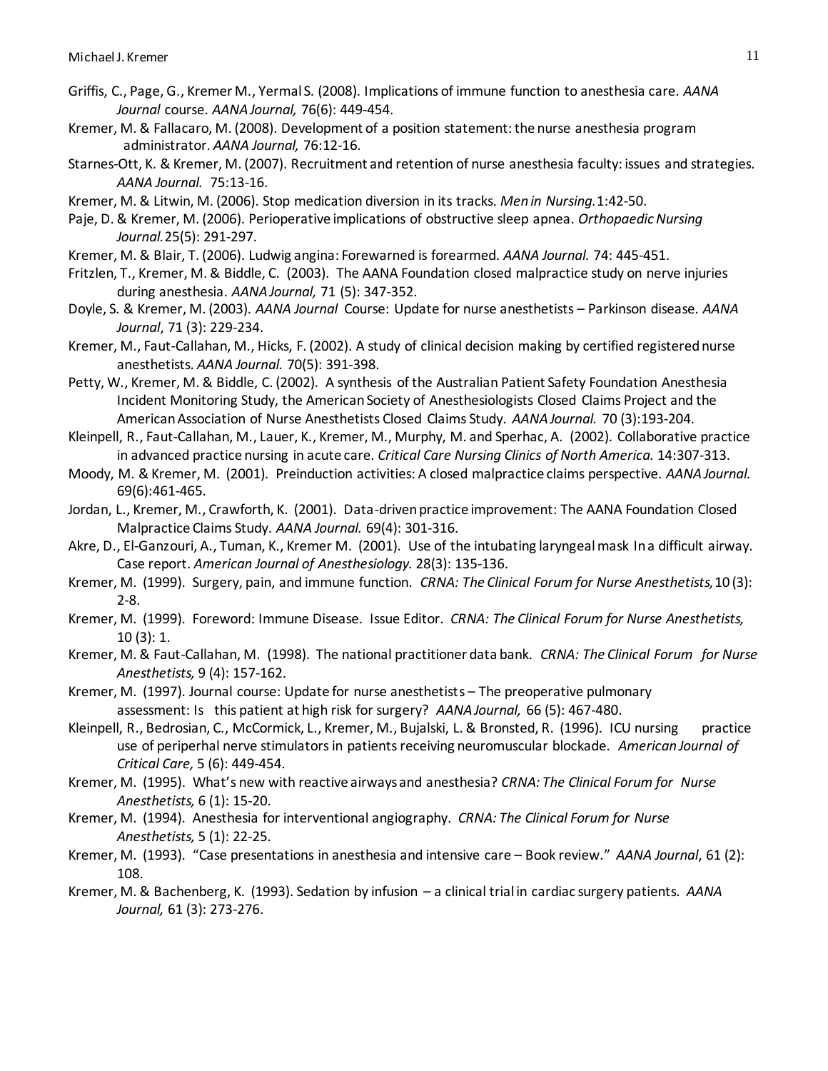Griffis, C., Page, G., Kremer M., Yermal S. (2008). Implications of immune function to anesthesia care. *AANA Journal* course. *AANA Journal,* 76(6): 449-454.

Kremer, M. & Fallacaro, M. (2008). Development of a position statement: the nurse anesthesia program administrator. *AANA Journal,* 76:12-16.

Starnes-Ott, K. & Kremer, M. (2007). Recruitment and retention of nurse anesthesia faculty: issues and strategies. *AANA Journal.* 75:13-16.

Kremer, M. & Litwin, M. (2006). Stop medication diversion in its tracks. *Men in Nursing.* 1:42-50.

Paje, D. & Kremer, M. (2006). Perioperative implications of obstructive sleep apnea. *Orthopaedic Nursing Journal.* 25(5): 291-297.

Kremer, M. & Blair, T. (2006). Ludwig angina: Forewarned is forearmed. *AANA Journal.* 74: 445-451.

Fritzlen, T., Kremer, M. & Biddle, C. (2003). The AANA Foundation closed malpractice study on nerve injuries during anesthesia. *AANA Journal,* 71 (5): 347-352.

Doyle, S. & Kremer, M. (2003). *AANA Journal* Course: Update for nurse anesthetists – Parkinson disease. *AANA Journal*, 71 (3): 229-234.

Kremer, M., Faut-Callahan, M., Hicks, F. (2002). A study of clinical decision making by certified registered nurse anesthetists. *AANA Journal.* 70(5): 391-398.

Petty, W., Kremer, M. & Biddle, C. (2002). A synthesis of the Australian Patient Safety Foundation Anesthesia Incident Monitoring Study, the American Society of Anesthesiologists Closed Claims Project and the American Association of Nurse Anesthetists Closed Claims Study. *AANA Journal.* 70 (3):193-204.

Kleinpell, R., Faut-Callahan, M., Lauer, K., Kremer, M., Murphy, M. and Sperhac, A. (2002). Collaborative practice in advanced practice nursing in acute care. *Critical Care Nursing Clinics of North America.* 14:307-313.

Moody, M. & Kremer, M. (2001). Preinduction activities: A closed malpractice claims perspective. *AANA Journal.* 69(6):461-465.

Jordan, L., Kremer, M., Crawforth, K. (2001). Data-driven practice improvement: The AANA Foundation Closed Malpractice Claims Study. *AANA Journal.* 69(4): 301-316.

Akre, D., El-Ganzouri, A., Tuman, K., Kremer M. (2001). Use of the intubating laryngeal mask In a difficult airway. Case report. *American Journal of Anesthesiology.* 28(3): 135-136.

Kremer, M. (1999). Surgery, pain, and immune function. *CRNA: The Clinical Forum for Nurse Anesthetists,* 10 (3): 2-8.

Kremer, M. (1999). Foreword: Immune Disease. Issue Editor. *CRNA: The Clinical Forum for Nurse Anesthetists,* 10 (3): 1.

Kremer, M. & Faut-Callahan, M. (1998). The national practitioner data bank. *CRNA: The Clinical Forum for Nurse Anesthetists,* 9 (4): 157-162.

Kremer, M. (1997). Journal course: Update for nurse anesthetists – The preoperative pulmonary assessment: Is this patient at high risk for surgery? *AANA Journal,* 66 (5): 467-480.

Kleinpell, R., Bedrosian, C., McCormick, L., Kremer, M., Bujalski, L. & Bronsted, R. (1996). ICU nursing practice use of periperhal nerve stimulators in patients receiving neuromuscular blockade. *American Journal of Critical Care,* 5 (6): 449-454.

Kremer, M. (1995). What's new with reactive airways and anesthesia? *CRNA: The Clinical Forum for Nurse Anesthetists,* 6 (1): 15-20.

Kremer, M. (1994). Anesthesia for interventional angiography. *CRNA: The Clinical Forum for Nurse Anesthetists,* 5 (1): 22-25.

Kremer, M. (1993). "Case presentations in anesthesia and intensive care – Book review." *AANA Journal*, 61 (2): 108.

Kremer, M. & Bachenberg, K. (1993). Sedation by infusion – a clinical trial in cardiac surgery patients. *AANA Journal,* 61 (3): 273-276.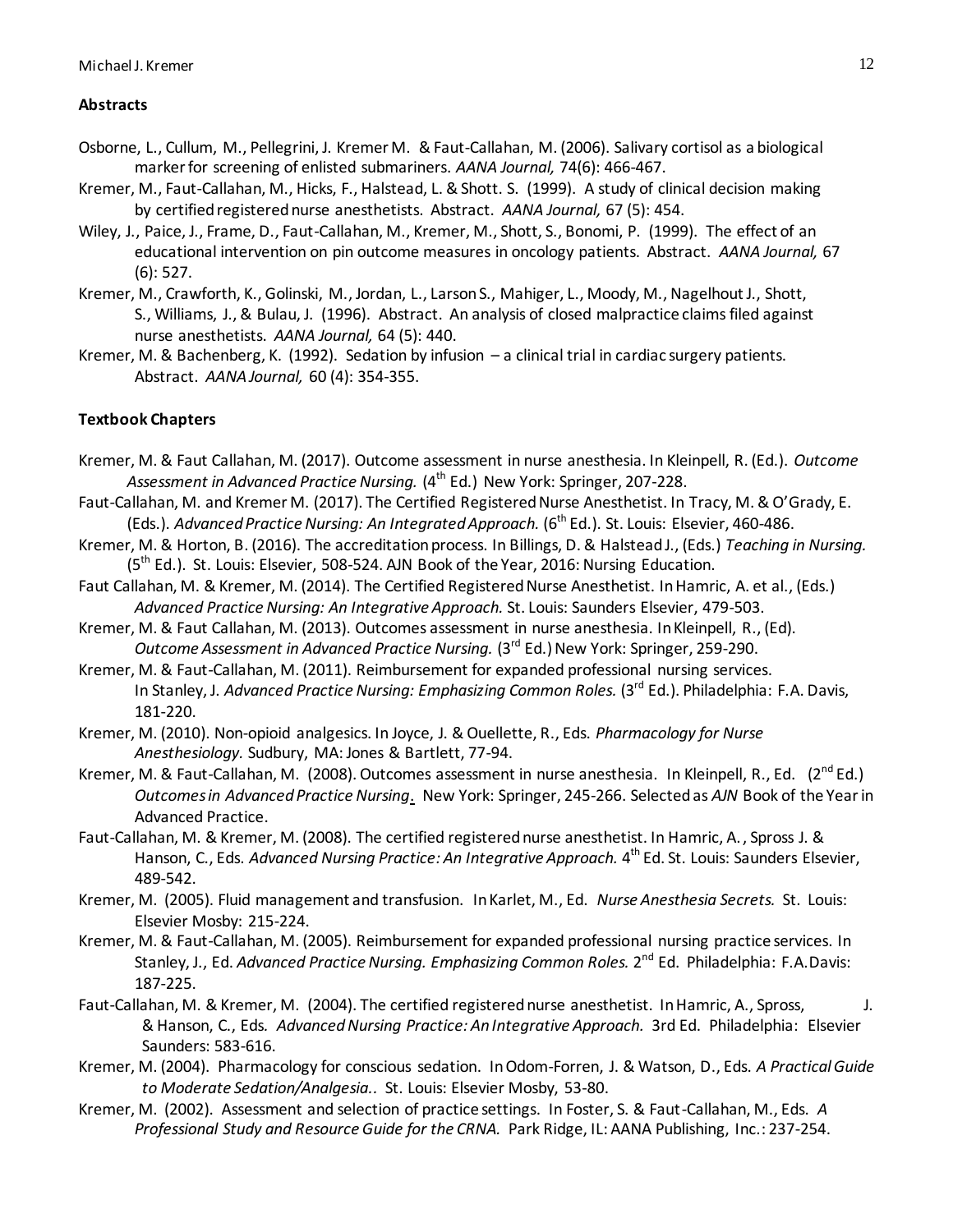### Abstracts

Osborne, L., Cullum, M., Pellegrini, J. Kremer M. & Faut-Callahan, M. (2006). Salivary cortisol as a biological marker for screening of enlisted submariners. *AANA Journal,* 74(6): 466-467.

Kremer, M., Faut-Callahan, M., Hicks, F., Halstead, L. & Shott. S. (1999). A study of clinical decision making by certified registered nurse anesthetists. Abstract. *AANA Journal,* 67 (5): 454.

Wiley, J., Paice, J., Frame, D., Faut-Callahan, M., Kremer, M., Shott, S., Bonomi, P. (1999). The effect of an educational intervention on pin outcome measures in oncology patients. Abstract. *AANA Journal,* 67 (6): 527.

Kremer, M., Crawforth, K., Golinski, M., Jordan, L., Larson S., Mahiger, L., Moody, M., Nagelhout J., Shott, S., Williams, J., & Bulau, J. (1996). Abstract. An analysis of closed malpractice claims filed against nurse anesthetists. *AANA Journal,* 64 (5): 440.

Kremer, M. & Bachenberg, K. (1992). Sedation by infusion – a clinical trial in cardiac surgery patients. Abstract. *AANA Journal,* 60 (4): 354-355.

### Textbook Chapters

Kremer, M. & Faut Callahan, M. (2017). Outcome assessment in nurse anesthesia. In Kleinpell, R. (Ed.). *Outcome Assessment in Advanced Practice Nursing.* (4th Ed.) New York: Springer, 207-228.

Faut-Callahan, M. and Kremer M. (2017). The Certified Registered Nurse Anesthetist. In Tracy, M. & O'Grady, E. (Eds.). *Advanced Practice Nursing: An Integrated Approach.* (6th Ed.). St. Louis: Elsevier, 460-486.

Kremer, M. & Horton, B. (2016). The accreditation process. In Billings, D. & Halstead J., (Eds.) *Teaching in Nursing.* (5th Ed.). St. Louis: Elsevier, 508-524. AJN Book of the Year, 2016: Nursing Education.

Faut Callahan, M. & Kremer, M. (2014). The Certified Registered Nurse Anesthetist. In Hamric, A. et al., (Eds.) *Advanced Practice Nursing: An Integrative Approach.* St. Louis: Saunders Elsevier, 479-503.

Kremer, M. & Faut Callahan, M. (2013). Outcomes assessment in nurse anesthesia. In Kleinpell, R., (Ed). *Outcome Assessment in Advanced Practice Nursing.* (3rd Ed.) New York: Springer, 259-290.

Kremer, M. & Faut-Callahan, M. (2011). Reimbursement for expanded professional nursing services. In Stanley, J. *Advanced Practice Nursing: Emphasizing Common Roles.* (3rd Ed.). Philadelphia: F.A. Davis, 181-220.

Kremer, M. (2010). Non-opioid analgesics. In Joyce, J. & Ouellette, R., Eds. *Pharmacology for Nurse Anesthesiology.* Sudbury, MA: Jones & Bartlett, 77-94.

Kremer, M. & Faut-Callahan, M. (2008). Outcomes assessment in nurse anesthesia. In Kleinpell, R., Ed. (2nd Ed.) *Outcomes in Advanced Practice Nursing*. New York: Springer, 245-266. Selected as *AJN* Book of the Year in Advanced Practice.

Faut-Callahan, M. & Kremer, M. (2008). The certified registered nurse anesthetist. In Hamric, A., Spross J. & Hanson, C., Eds. *Advanced Nursing Practice: An Integrative Approach.* 4th Ed. St. Louis: Saunders Elsevier, 489-542.

Kremer, M. (2005). Fluid management and transfusion. In Karlet, M., Ed. *Nurse Anesthesia Secrets.* St. Louis: Elsevier Mosby: 215-224.

Kremer, M. & Faut-Callahan, M. (2005). Reimbursement for expanded professional nursing practice services. In Stanley, J., Ed. *Advanced Practice Nursing. Emphasizing Common Roles.* 2nd Ed. Philadelphia: F.A.Davis: 187-225.

Faut-Callahan, M. & Kremer, M. (2004). The certified registered nurse anesthetist. In Hamric, A., Spross, J. & Hanson, C., Eds. *Advanced Nursing Practice: An Integrative Approach.* 3rd Ed. Philadelphia: Elsevier Saunders: 583-616.

Kremer, M. (2004). Pharmacology for conscious sedation. In Odom-Forren, J. & Watson, D., Eds. *A Practical Guide to Moderate Sedation/Analgesia..* St. Louis: Elsevier Mosby, 53-80.

Kremer, M. (2002). Assessment and selection of practice settings. In Foster, S. & Faut-Callahan, M., Eds. *A Professional Study and Resource Guide for the CRNA.* Park Ridge, IL: AANA Publishing, Inc.: 237-254.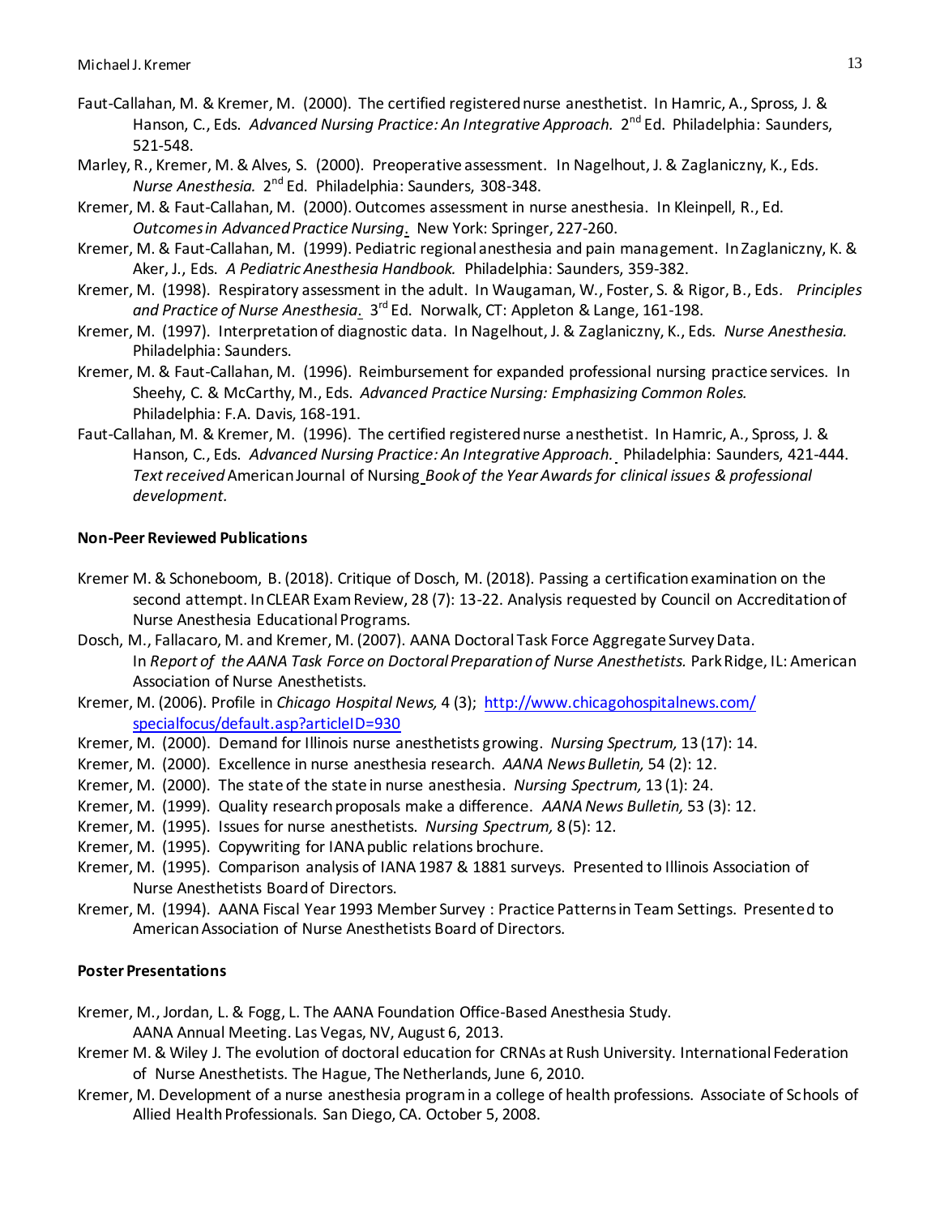Faut-Callahan, M. & Kremer, M. (2000). The certified registered nurse anesthetist. In Hamric, A., Spross, J. & Hanson, C., Eds. *Advanced Nursing Practice: An Integrative Approach.* 2nd Ed. Philadelphia: Saunders, 521-548.

Marley, R., Kremer, M. & Alves, S. (2000). Preoperative assessment. In Nagelhout, J. & Zaglaniczny, K., Eds. *Nurse Anesthesia.* 2nd Ed. Philadelphia: Saunders, 308-348.

Kremer, M. & Faut-Callahan, M. (2000). Outcomes assessment in nurse anesthesia. In Kleinpell, R., Ed. *Outcomes in Advanced Practice Nursing.* New York: Springer, 227-260.

Kremer, M. & Faut-Callahan, M. (1999). Pediatric regional anesthesia and pain management. In Zaglaniczny, K. & Aker, J., Eds. *A Pediatric Anesthesia Handbook.* Philadelphia: Saunders, 359-382.

Kremer, M. (1998). Respiratory assessment in the adult. In Waugaman, W., Foster, S. & Rigor, B., Eds. *Principles and Practice of Nurse Anesthesia.* 3rd Ed. Norwalk, CT: Appleton & Lange, 161-198.

Kremer, M. (1997). Interpretation of diagnostic data. In Nagelhout, J. & Zaglaniczny, K., Eds. *Nurse Anesthesia.* Philadelphia: Saunders.

Kremer, M. & Faut-Callahan, M. (1996). Reimbursement for expanded professional nursing practice services. In Sheehy, C. & McCarthy, M., Eds. *Advanced Practice Nursing: Emphasizing Common Roles.* Philadelphia: F.A. Davis, 168-191.

Faut-Callahan, M. & Kremer, M. (1996). The certified registered nurse anesthetist. In Hamric, A., Spross, J. & Hanson, C., Eds. *Advanced Nursing Practice: An Integrative Approach.* Philadelphia: Saunders, 421-444. *Text received* American Journal of Nursing *Book of the Year Awards for clinical issues & professional development.*

**Non-Peer Reviewed Publications**

Kremer M. & Schoneboom, B. (2018). Critique of Dosch, M. (2018). Passing a certification examination on the second attempt. In CLEAR Exam Review, 28 (7): 13-22. Analysis requested by Council on Accreditation of Nurse Anesthesia Educational Programs.

Dosch, M., Fallacaro, M. and Kremer, M. (2007). AANA Doctoral Task Force Aggregate Survey Data. In *Report of the AANA Task Force on Doctoral Preparation of Nurse Anesthetists.* Park Ridge, IL: American Association of Nurse Anesthetists.

Kremer, M. (2006). Profile in *Chicago Hospital News,* 4 (3); http://www.chicagohospitalnews.com/specialfocus/default.asp?articleID=930

Kremer, M. (2000). Demand for Illinois nurse anesthetists growing. *Nursing Spectrum,* 13 (17): 14.

Kremer, M. (2000). Excellence in nurse anesthesia research. *AANA News Bulletin,* 54 (2): 12.

Kremer, M. (2000). The state of the state in nurse anesthesia. *Nursing Spectrum,* 13 (1): 24.

Kremer, M. (1999). Quality research proposals make a difference. *AANA News Bulletin,* 53 (3): 12.

Kremer, M. (1995). Issues for nurse anesthetists. *Nursing Spectrum,* 8 (5): 12.

Kremer, M. (1995). Copywriting for IANA public relations brochure.

Kremer, M. (1995). Comparison analysis of IANA 1987 & 1881 surveys. Presented to Illinois Association of Nurse Anesthetists Board of Directors.

Kremer, M. (1994). AANA Fiscal Year 1993 Member Survey : Practice Patterns in Team Settings. Presented to American Association of Nurse Anesthetists Board of Directors.

**Poster Presentations**

Kremer, M., Jordan, L. & Fogg, L. The AANA Foundation Office-Based Anesthesia Study. AANA Annual Meeting. Las Vegas, NV, August 6, 2013.

Kremer M. & Wiley J. The evolution of doctoral education for CRNAs at Rush University. International Federation of Nurse Anesthetists. The Hague, The Netherlands, June 6, 2010.

Kremer, M. Development of a nurse anesthesia program in a college of health professions. Associate of Schools of Allied Health Professionals. San Diego, CA. October 5, 2008.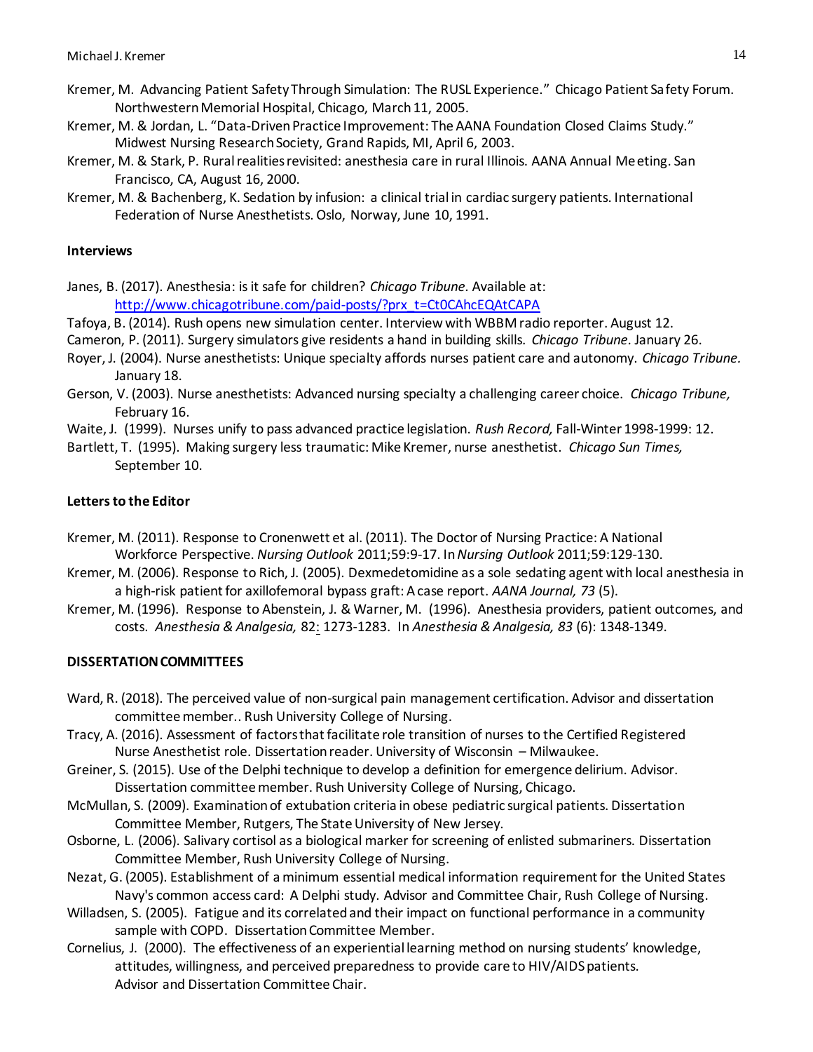Kremer, M. Advancing Patient Safety Through Simulation: The RUSL Experience." Chicago Patient Safety Forum. Northwestern Memorial Hospital, Chicago, March 11, 2005.

Kremer, M. & Jordan, L. "Data-Driven Practice Improvement: The AANA Foundation Closed Claims Study." Midwest Nursing Research Society, Grand Rapids, MI, April 6, 2003.

Kremer, M. & Stark, P. Rural realities revisited: anesthesia care in rural Illinois. AANA Annual Meeting. San Francisco, CA, August 16, 2000.

Kremer, M. & Bachenberg, K. Sedation by infusion: a clinical trial in cardiac surgery patients. International Federation of Nurse Anesthetists. Oslo, Norway, June 10, 1991.

**Interviews**

Janes, B. (2017). Anesthesia: is it safe for children? *Chicago Tribune.* Available at: http://www.chicagotribune.com/paid-posts/?prx_t=Ct0CAhcEQAtCAPA

Tafoya, B. (2014). Rush opens new simulation center. Interview with WBBM radio reporter. August 12.

Cameron, P. (2011). Surgery simulators give residents a hand in building skills. *Chicago Tribune.* January 26.

Royer, J. (2004). Nurse anesthetists: Unique specialty affords nurses patient care and autonomy. *Chicago Tribune.* January 18.

Gerson, V. (2003). Nurse anesthetists: Advanced nursing specialty a challenging career choice. *Chicago Tribune,* February 16.

Waite, J. (1999). Nurses unify to pass advanced practice legislation. *Rush Record,* Fall-Winter 1998-1999: 12.

Bartlett, T. (1995). Making surgery less traumatic: Mike Kremer, nurse anesthetist. *Chicago Sun Times,* September 10.

**Letters to the Editor**

Kremer, M. (2011). Response to Cronenwett et al. (2011). The Doctor of Nursing Practice: A National Workforce Perspective. *Nursing Outlook* 2011;59:9-17. In *Nursing Outlook* 2011;59:129-130.

Kremer, M. (2006). Response to Rich, J. (2005). Dexmedetomidine as a sole sedating agent with local anesthesia in a high-risk patient for axillofemoral bypass graft: A case report. *AANA Journal, 73* (5).

Kremer, M. (1996). Response to Abenstein, J. & Warner, M. (1996). Anesthesia providers, patient outcomes, and costs. *Anesthesia & Analgesia,* 82: 1273-1283. In *Anesthesia & Analgesia, 83* (6): 1348-1349.

**DISSERTATION COMMITTEES**

Ward, R. (2018). The perceived value of non-surgical pain management certification. Advisor and dissertation committee member.. Rush University College of Nursing.

Tracy, A. (2016). Assessment of factors that facilitate role transition of nurses to the Certified Registered Nurse Anesthetist role. Dissertation reader. University of Wisconsin – Milwaukee.

Greiner, S. (2015). Use of the Delphi technique to develop a definition for emergence delirium. Advisor. Dissertation committee member. Rush University College of Nursing, Chicago.

McMullan, S. (2009). Examination of extubation criteria in obese pediatric surgical patients. Dissertation Committee Member, Rutgers, The State University of New Jersey.

Osborne, L. (2006). Salivary cortisol as a biological marker for screening of enlisted submariners. Dissertation Committee Member, Rush University College of Nursing.

Nezat, G. (2005). Establishment of a minimum essential medical information requirement for the United States Navy's common access card: A Delphi study. Advisor and Committee Chair, Rush College of Nursing.

Willadsen, S. (2005). Fatigue and its correlated and their impact on functional performance in a community sample with COPD. Dissertation Committee Member.

Cornelius, J. (2000). The effectiveness of an experiential learning method on nursing students' knowledge, attitudes, willingness, and perceived preparedness to provide care to HIV/AIDS patients. Advisor and Dissertation Committee Chair.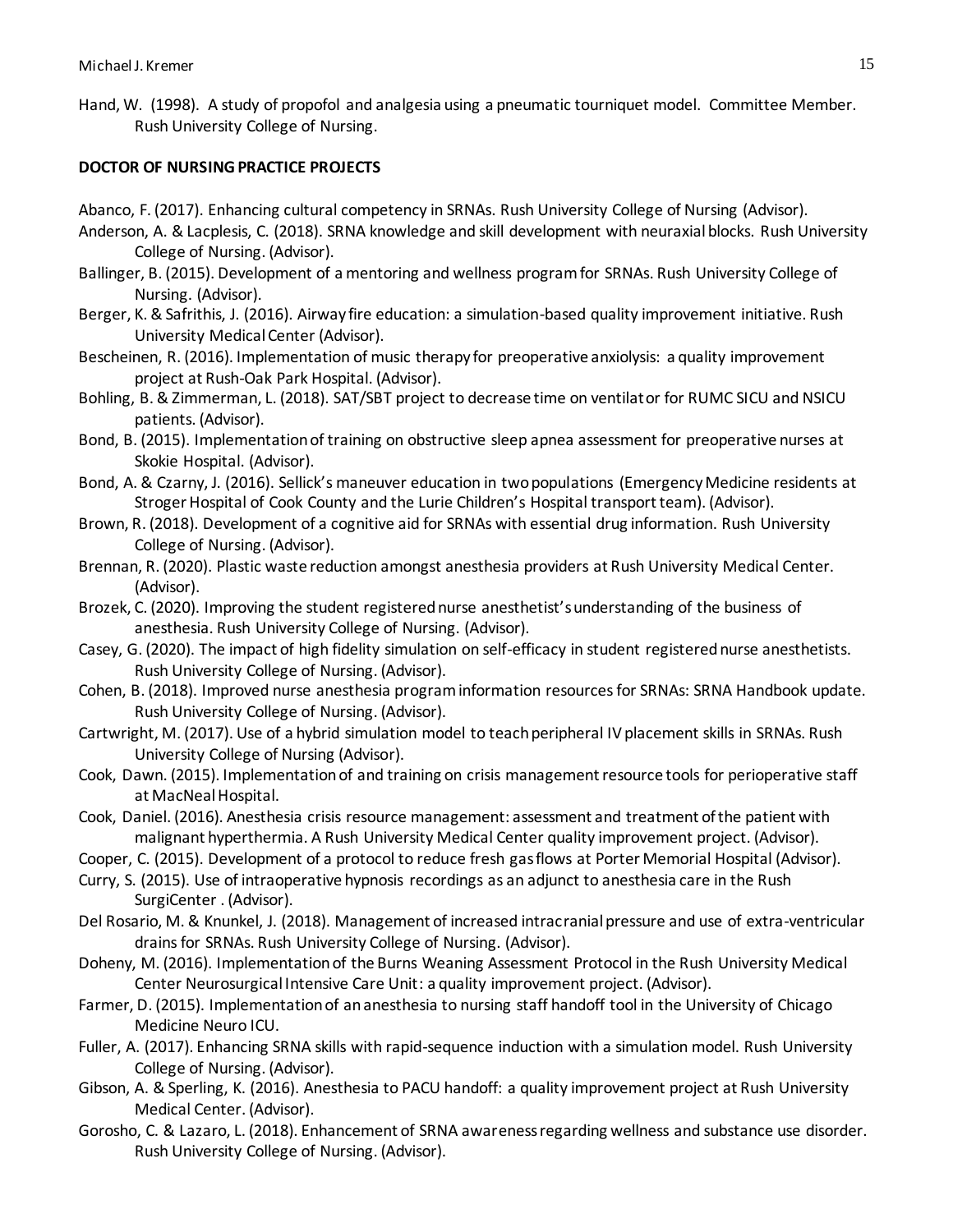Hand, W. (1998). A study of propofol and analgesia using a pneumatic tourniquet model. Committee Member. Rush University College of Nursing.

**DOCTOR OF NURSING PRACTICE PROJECTS**

Abanco, F. (2017). Enhancing cultural competency in SRNAs. Rush University College of Nursing (Advisor).

Anderson, A. & Lacplesis, C. (2018). SRNA knowledge and skill development with neuraxial blocks. Rush University College of Nursing. (Advisor).

Ballinger, B. (2015). Development of a mentoring and wellness program for SRNAs. Rush University College of Nursing. (Advisor).

Berger, K. & Safrithis, J. (2016). Airway fire education: a simulation-based quality improvement initiative. Rush University Medical Center (Advisor).

Bescheinen, R. (2016). Implementation of music therapy for preoperative anxiolysis: a quality improvement project at Rush-Oak Park Hospital. (Advisor).

Bohling, B. & Zimmerman, L. (2018). SAT/SBT project to decrease time on ventilator for RUMC SICU and NSICU patients. (Advisor).

Bond, B. (2015). Implementation of training on obstructive sleep apnea assessment for preoperative nurses at Skokie Hospital. (Advisor).

Bond, A. & Czarny, J. (2016). Sellick's maneuver education in two populations (Emergency Medicine residents at Stroger Hospital of Cook County and the Lurie Children's Hospital transport team). (Advisor).

Brown, R. (2018). Development of a cognitive aid for SRNAs with essential drug information. Rush University College of Nursing. (Advisor).

Brennan, R. (2020). Plastic waste reduction amongst anesthesia providers at Rush University Medical Center. (Advisor).

Brozek, C. (2020). Improving the student registered nurse anesthetist's understanding of the business of anesthesia. Rush University College of Nursing. (Advisor).

Casey, G. (2020). The impact of high fidelity simulation on self-efficacy in student registered nurse anesthetists. Rush University College of Nursing. (Advisor).

Cohen, B. (2018). Improved nurse anesthesia program information resources for SRNAs: SRNA Handbook update. Rush University College of Nursing. (Advisor).

Cartwright, M. (2017). Use of a hybrid simulation model to teach peripheral IV placement skills in SRNAs. Rush University College of Nursing (Advisor).

Cook, Dawn. (2015). Implementation of and training on crisis management resource tools for perioperative staff at MacNeal Hospital.

Cook, Daniel. (2016). Anesthesia crisis resource management: assessment and treatment of the patient with malignant hyperthermia. A Rush University Medical Center quality improvement project. (Advisor).

Cooper, C. (2015). Development of a protocol to reduce fresh gas flows at Porter Memorial Hospital (Advisor).

Curry, S. (2015). Use of intraoperative hypnosis recordings as an adjunct to anesthesia care in the Rush SurgiCenter . (Advisor).

Del Rosario, M. & Knunkel, J. (2018). Management of increased intracranial pressure and use of extra-ventricular drains for SRNAs. Rush University College of Nursing. (Advisor).

Doheny, M. (2016). Implementation of the Burns Weaning Assessment Protocol in the Rush University Medical Center Neurosurgical Intensive Care Unit: a quality improvement project. (Advisor).

Farmer, D. (2015). Implementation of an anesthesia to nursing staff handoff tool in the University of Chicago Medicine Neuro ICU.

Fuller, A. (2017). Enhancing SRNA skills with rapid-sequence induction with a simulation model. Rush University College of Nursing. (Advisor).

Gibson, A. & Sperling, K. (2016). Anesthesia to PACU handoff: a quality improvement project at Rush University Medical Center. (Advisor).

Gorosho, C. & Lazaro, L. (2018). Enhancement of SRNA awareness regarding wellness and substance use disorder. Rush University College of Nursing. (Advisor).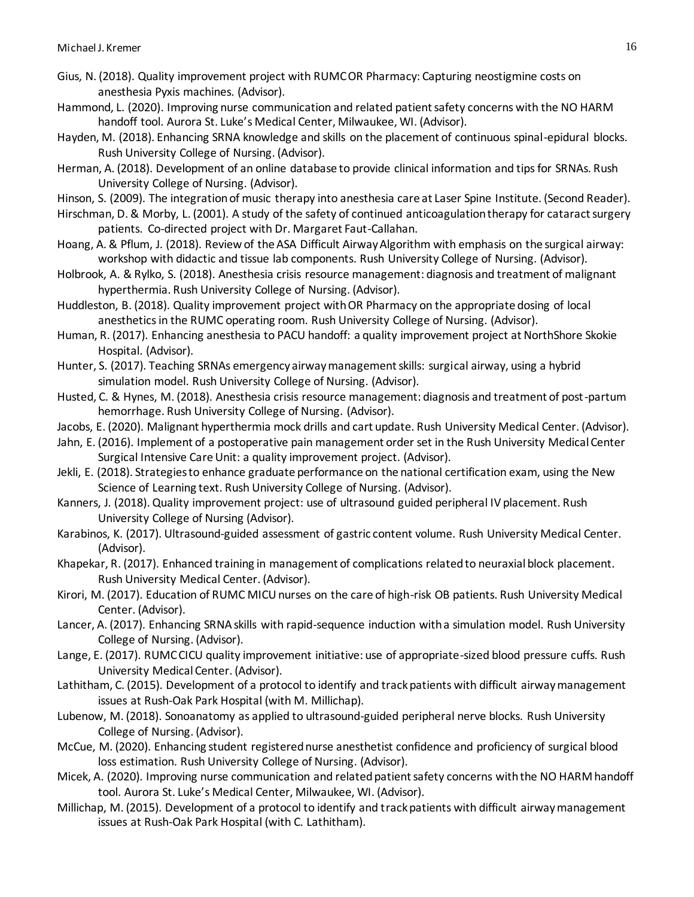Gius, N. (2018). Quality improvement project with RUMC OR Pharmacy: Capturing neostigmine costs on anesthesia Pyxis machines. (Advisor).

Hammond, L. (2020). Improving nurse communication and related patient safety concerns with the NO HARM handoff tool. Aurora St. Luke's Medical Center, Milwaukee, WI. (Advisor).

Hayden, M. (2018). Enhancing SRNA knowledge and skills on the placement of continuous spinal-epidural blocks. Rush University College of Nursing. (Advisor).

Herman, A. (2018). Development of an online database to provide clinical information and tips for SRNAs. Rush University College of Nursing. (Advisor).

Hinson, S. (2009). The integration of music therapy into anesthesia care at Laser Spine Institute. (Second Reader).

Hirschman, D. & Morby, L. (2001). A study of the safety of continued anticoagulation therapy for cataract surgery patients. Co-directed project with Dr. Margaret Faut-Callahan.

Hoang, A. & Pflum, J. (2018). Review of the ASA Difficult Airway Algorithm with emphasis on the surgical airway: workshop with didactic and tissue lab components. Rush University College of Nursing. (Advisor).

Holbrook, A. & Rylko, S. (2018). Anesthesia crisis resource management: diagnosis and treatment of malignant hyperthermia. Rush University College of Nursing. (Advisor).

Huddleston, B. (2018). Quality improvement project with OR Pharmacy on the appropriate dosing of local anesthetics in the RUMC operating room. Rush University College of Nursing. (Advisor).

Human, R. (2017). Enhancing anesthesia to PACU handoff: a quality improvement project at NorthShore Skokie Hospital. (Advisor).

Hunter, S. (2017). Teaching SRNAs emergency airway management skills: surgical airway, using a hybrid simulation model. Rush University College of Nursing. (Advisor).

Husted, C. & Hynes, M. (2018). Anesthesia crisis resource management: diagnosis and treatment of post-partum hemorrhage. Rush University College of Nursing. (Advisor).

Jacobs, E. (2020). Malignant hyperthermia mock drills and cart update. Rush University Medical Center. (Advisor).

Jahn, E. (2016). Implement of a postoperative pain management order set in the Rush University Medical Center Surgical Intensive Care Unit: a quality improvement project. (Advisor).

Jekli, E. (2018). Strategies to enhance graduate performance on the national certification exam, using the New Science of Learning text. Rush University College of Nursing. (Advisor).

Kanners, J. (2018). Quality improvement project: use of ultrasound guided peripheral IV placement. Rush University College of Nursing (Advisor).

Karabinos, K. (2017). Ultrasound-guided assessment of gastric content volume. Rush University Medical Center. (Advisor).

Khapekar, R. (2017). Enhanced training in management of complications related to neuraxial block placement. Rush University Medical Center. (Advisor).

Kirori, M. (2017). Education of RUMC MICU nurses on the care of high-risk OB patients. Rush University Medical Center. (Advisor).

Lancer, A. (2017). Enhancing SRNA skills with rapid-sequence induction with a simulation model. Rush University College of Nursing. (Advisor).

Lange, E. (2017). RUMC CICU quality improvement initiative: use of appropriate-sized blood pressure cuffs. Rush University Medical Center. (Advisor).

Lathitham, C. (2015). Development of a protocol to identify and track patients with difficult airway management issues at Rush-Oak Park Hospital (with M. Millichap).

Lubenow, M. (2018). Sonoanatomy as applied to ultrasound-guided peripheral nerve blocks. Rush University College of Nursing. (Advisor).

McCue, M. (2020). Enhancing student registered nurse anesthetist confidence and proficiency of surgical blood loss estimation. Rush University College of Nursing. (Advisor).

Micek, A. (2020). Improving nurse communication and related patient safety concerns with the NO HARM handoff tool. Aurora St. Luke's Medical Center, Milwaukee, WI. (Advisor).

Millichap, M. (2015). Development of a protocol to identify and track patients with difficult airway management issues at Rush-Oak Park Hospital (with C. Lathitham).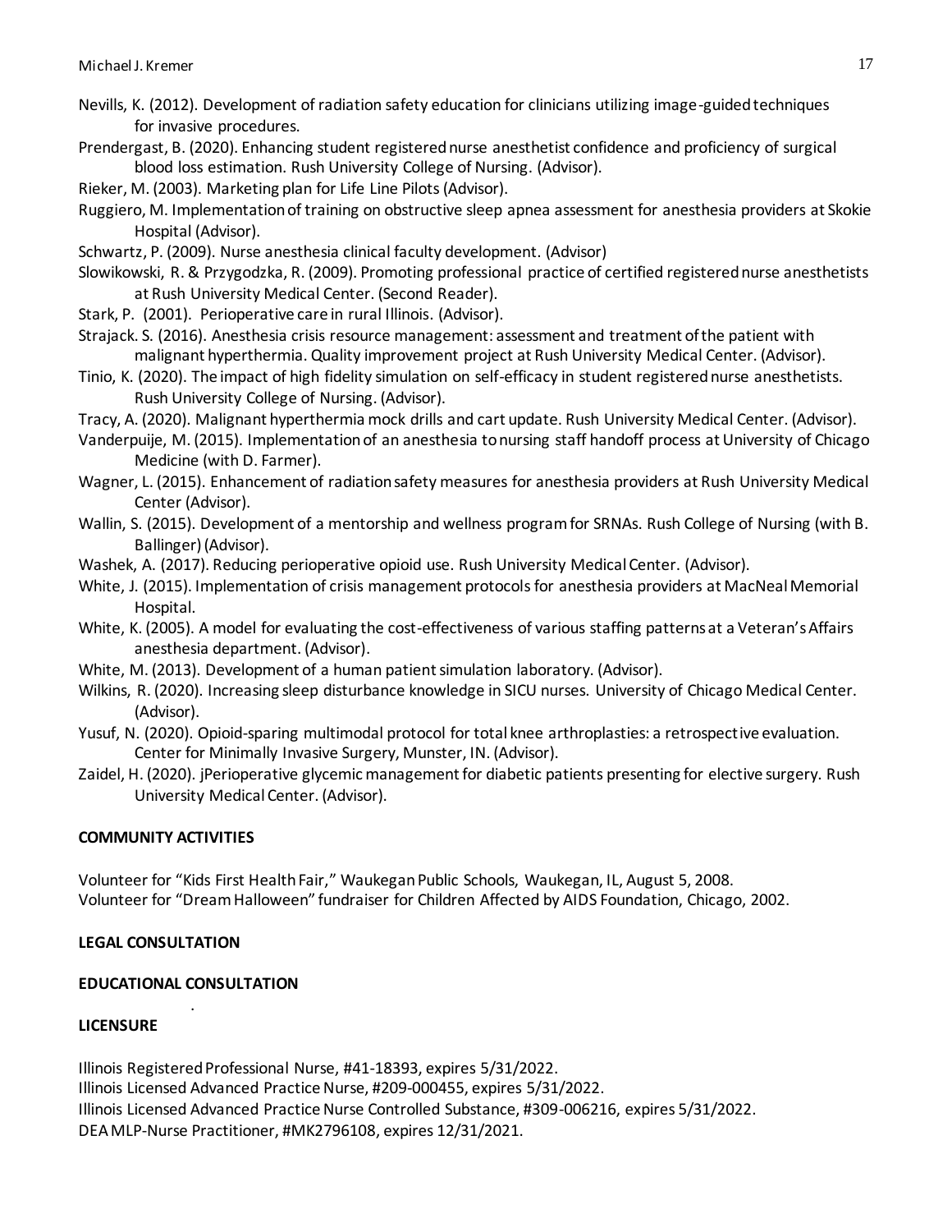Nevills, K. (2012). Development of radiation safety education for clinicians utilizing image-guided techniques for invasive procedures.

Prendergast, B. (2020). Enhancing student registered nurse anesthetist confidence and proficiency of surgical blood loss estimation. Rush University College of Nursing. (Advisor).

Rieker, M. (2003). Marketing plan for Life Line Pilots (Advisor).

Ruggiero, M. Implementation of training on obstructive sleep apnea assessment for anesthesia providers at Skokie Hospital (Advisor).

Schwartz, P. (2009). Nurse anesthesia clinical faculty development. (Advisor)

Slowikowski, R. & Przygodzka, R. (2009). Promoting professional practice of certified registered nurse anesthetists at Rush University Medical Center. (Second Reader).

Stark, P. (2001). Perioperative care in rural Illinois. (Advisor).

Strajack. S. (2016). Anesthesia crisis resource management: assessment and treatment of the patient with malignant hyperthermia. Quality improvement project at Rush University Medical Center. (Advisor).

Tinio, K. (2020). The impact of high fidelity simulation on self-efficacy in student registered nurse anesthetists. Rush University College of Nursing. (Advisor).

Tracy, A. (2020). Malignant hyperthermia mock drills and cart update. Rush University Medical Center. (Advisor).

Vanderpuije, M. (2015). Implementation of an anesthesia to nursing staff handoff process at University of Chicago Medicine (with D. Farmer).

Wagner, L. (2015). Enhancement of radiation safety measures for anesthesia providers at Rush University Medical Center (Advisor).

Wallin, S. (2015). Development of a mentorship and wellness program for SRNAs. Rush College of Nursing (with B. Ballinger) (Advisor).

Washek, A. (2017). Reducing perioperative opioid use. Rush University Medical Center. (Advisor).

White, J. (2015). Implementation of crisis management protocols for anesthesia providers at MacNeal Memorial Hospital.

White, K. (2005). A model for evaluating the cost-effectiveness of various staffing patterns at a Veteran's Affairs anesthesia department. (Advisor).

White, M. (2013). Development of a human patient simulation laboratory. (Advisor).

Wilkins, R. (2020). Increasing sleep disturbance knowledge in SICU nurses. University of Chicago Medical Center. (Advisor).

Yusuf, N. (2020). Opioid-sparing multimodal protocol for total knee arthroplasties: a retrospective evaluation. Center for Minimally Invasive Surgery, Munster, IN. (Advisor).

Zaidel, H. (2020). jPerioperative glycemic management for diabetic patients presenting for elective surgery. Rush University Medical Center. (Advisor).

**COMMUNITY ACTIVITIES**

Volunteer for "Kids First Health Fair," Waukegan Public Schools, Waukegan, IL, August 5, 2008.
Volunteer for "Dream Halloween" fundraiser for Children Affected by AIDS Foundation, Chicago, 2002.

**LEGAL CONSULTATION**

**EDUCATIONAL CONSULTATION**

**LICENSURE**

Illinois Registered Professional Nurse, #41-18393, expires 5/31/2022.
Illinois Licensed Advanced Practice Nurse, #209-000455, expires 5/31/2022.
Illinois Licensed Advanced Practice Nurse Controlled Substance, #309-006216, expires 5/31/2022.
DEA MLP-Nurse Practitioner, #MK2796108, expires 12/31/2021.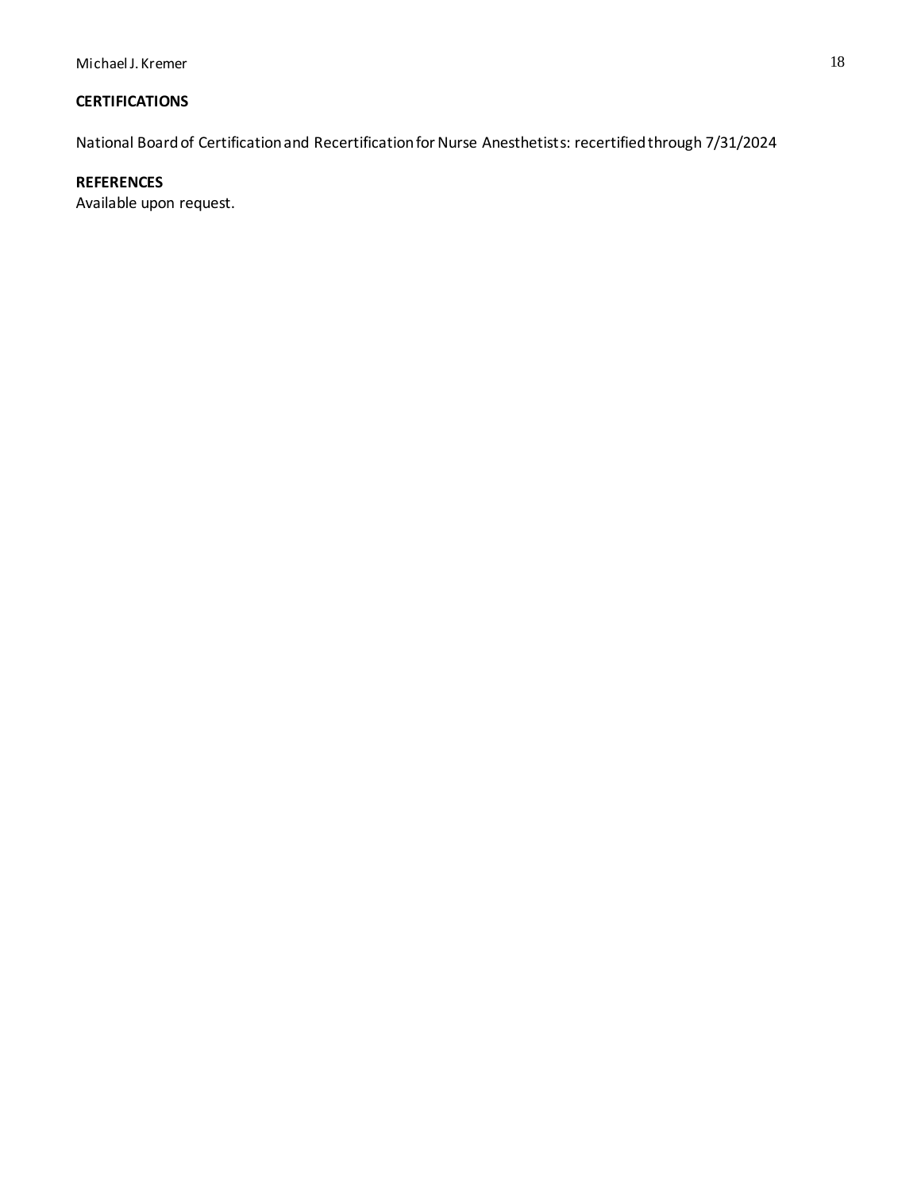**CERTIFICATIONS**

National Board of Certification and Recertification for Nurse Anesthetists: recertified through 7/31/2024

**REFERENCES**

Available upon request.